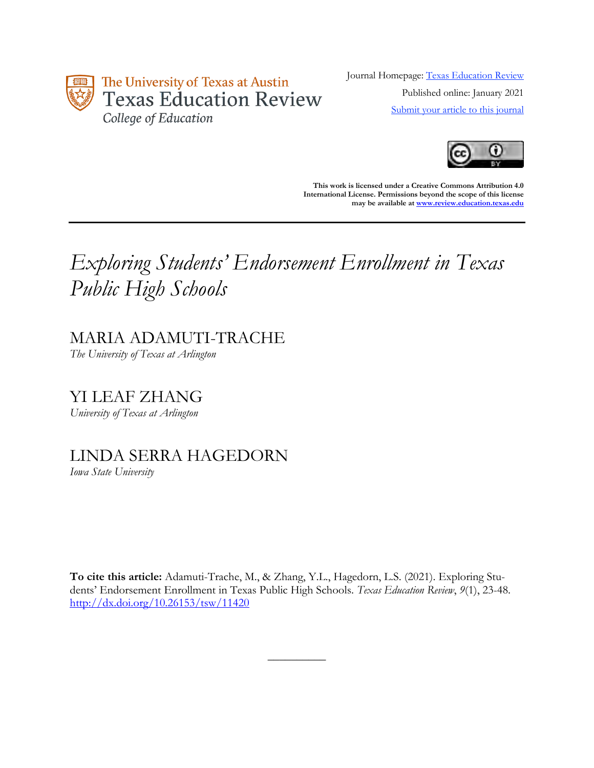The University of Texas at Austin
Texas Education Review
College of Education

Journal Homepage: [Texas Education Review](#)

Published online: January 2021

[Submit your article to this journal](#)

**This work is licensed under a Creative Commons Attribution 4.0 International License. Permissions beyond the scope of this license may be available at [www.review.education.texas.edu](http://www.review.education.texas.edu)**

---

# *Exploring Students' Endorsement Enrollment in Texas Public High Schools*

MARIA ADAMUTI-TRACHE
*The University of Texas at Arlington*

YI LEAF ZHANG
*University of Texas at Arlington*

LINDA SERRA HAGEDORN
*Iowa State University*

**To cite this article:** Adamuti-Trache, M., & Zhang, Y.L., Hagedorn, L.S. (2021). Exploring Students' Endorsement Enrollment in Texas Public High Schools. *Texas Education Review*, *9*(1), 23-48. [http://dx.doi.org/10.26153/tsw/11420](http://dx.doi.org/10.26153/tsw/11420)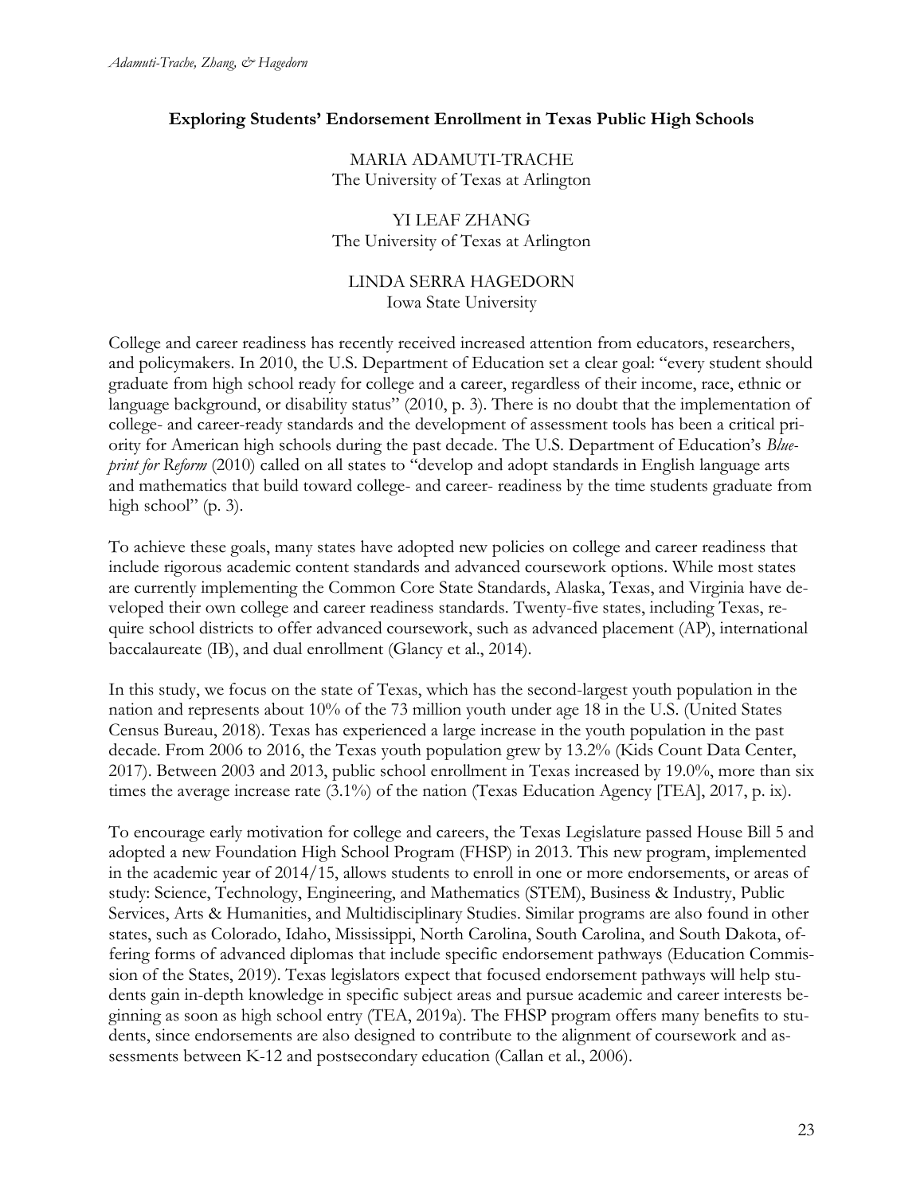## Exploring Students' Endorsement Enrollment in Texas Public High Schools

MARIA ADAMUTI-TRACHE
The University of Texas at Arlington

YI LEAF ZHANG
The University of Texas at Arlington

LINDA SERRA HAGEDORN
Iowa State University

College and career readiness has recently received increased attention from educators, researchers, and policymakers. In 2010, the U.S. Department of Education set a clear goal: "every student should graduate from high school ready for college and a career, regardless of their income, race, ethnic or language background, or disability status" (2010, p. 3). There is no doubt that the implementation of college- and career-ready standards and the development of assessment tools has been a critical priority for American high schools during the past decade. The U.S. Department of Education's *Blueprint for Reform* (2010) called on all states to "develop and adopt standards in English language arts and mathematics that build toward college- and career- readiness by the time students graduate from high school" (p. 3).

To achieve these goals, many states have adopted new policies on college and career readiness that include rigorous academic content standards and advanced coursework options. While most states are currently implementing the Common Core State Standards, Alaska, Texas, and Virginia have developed their own college and career readiness standards. Twenty-five states, including Texas, require school districts to offer advanced coursework, such as advanced placement (AP), international baccalaureate (IB), and dual enrollment (Glancy et al., 2014).

In this study, we focus on the state of Texas, which has the second-largest youth population in the nation and represents about 10% of the 73 million youth under age 18 in the U.S. (United States Census Bureau, 2018). Texas has experienced a large increase in the youth population in the past decade. From 2006 to 2016, the Texas youth population grew by 13.2% (Kids Count Data Center, 2017). Between 2003 and 2013, public school enrollment in Texas increased by 19.0%, more than six times the average increase rate (3.1%) of the nation (Texas Education Agency [TEA], 2017, p. ix).

To encourage early motivation for college and careers, the Texas Legislature passed House Bill 5 and adopted a new Foundation High School Program (FHSP) in 2013. This new program, implemented in the academic year of 2014/15, allows students to enroll in one or more endorsements, or areas of study: Science, Technology, Engineering, and Mathematics (STEM), Business & Industry, Public Services, Arts & Humanities, and Multidisciplinary Studies. Similar programs are also found in other states, such as Colorado, Idaho, Mississippi, North Carolina, South Carolina, and South Dakota, offering forms of advanced diplomas that include specific endorsement pathways (Education Commission of the States, 2019). Texas legislators expect that focused endorsement pathways will help students gain in-depth knowledge in specific subject areas and pursue academic and career interests beginning as soon as high school entry (TEA, 2019a). The FHSP program offers many benefits to students, since endorsements are also designed to contribute to the alignment of coursework and assessments between K-12 and postsecondary education (Callan et al., 2006).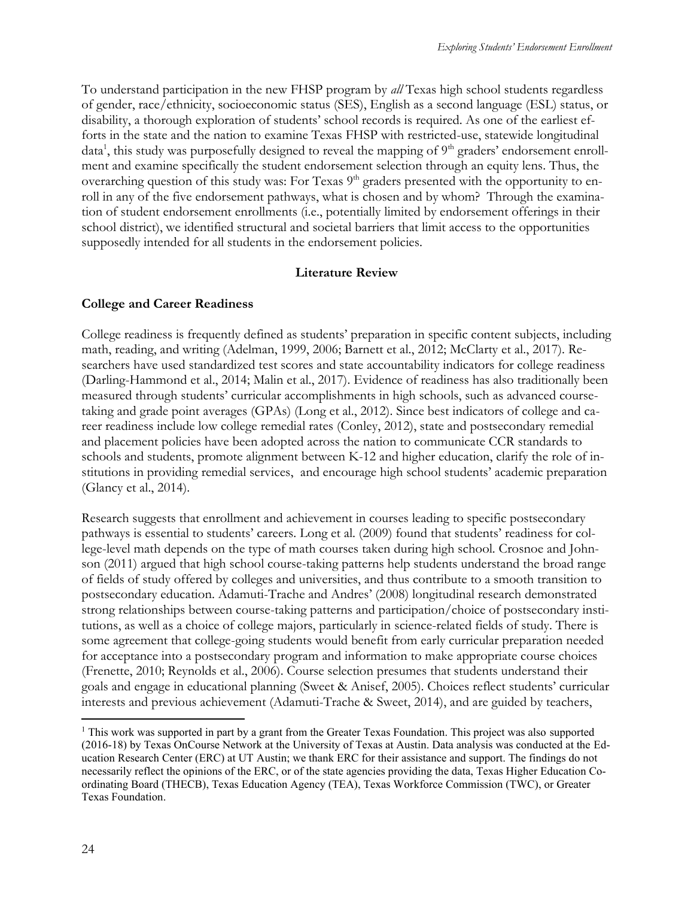To understand participation in the new FHSP program by *all* Texas high school students regardless of gender, race/ethnicity, socioeconomic status (SES), English as a second language (ESL) status, or disability, a thorough exploration of students' school records is required. As one of the earliest efforts in the state and the nation to examine Texas FHSP with restricted-use, statewide longitudinal data[1], this study was purposefully designed to reveal the mapping of 9th graders' endorsement enrollment and examine specifically the student endorsement selection through an equity lens. Thus, the overarching question of this study was: For Texas 9th graders presented with the opportunity to enroll in any of the five endorsement pathways, what is chosen and by whom? Through the examination of student endorsement enrollments (i.e., potentially limited by endorsement offerings in their school district), we identified structural and societal barriers that limit access to the opportunities supposedly intended for all students in the endorsement policies.

## Literature Review

### College and Career Readiness

College readiness is frequently defined as students' preparation in specific content subjects, including math, reading, and writing (Adelman, 1999, 2006; Barnett et al., 2012; McClarty et al., 2017). Researchers have used standardized test scores and state accountability indicators for college readiness (Darling-Hammond et al., 2014; Malin et al., 2017). Evidence of readiness has also traditionally been measured through students' curricular accomplishments in high schools, such as advanced course-taking and grade point averages (GPAs) (Long et al., 2012). Since best indicators of college and career readiness include low college remedial rates (Conley, 2012), state and postsecondary remedial and placement policies have been adopted across the nation to communicate CCR standards to schools and students, promote alignment between K-12 and higher education, clarify the role of institutions in providing remedial services, and encourage high school students' academic preparation (Glancy et al., 2014).

Research suggests that enrollment and achievement in courses leading to specific postsecondary pathways is essential to students' careers. Long et al. (2009) found that students' readiness for college-level math depends on the type of math courses taken during high school. Crosnoe and Johnson (2011) argued that high school course-taking patterns help students understand the broad range of fields of study offered by colleges and universities, and thus contribute to a smooth transition to postsecondary education. Adamuti-Trache and Andres' (2008) longitudinal research demonstrated strong relationships between course-taking patterns and participation/choice of postsecondary institutions, as well as a choice of college majors, particularly in science-related fields of study. There is some agreement that college-going students would benefit from early curricular preparation needed for acceptance into a postsecondary program and information to make appropriate course choices (Frenette, 2010; Reynolds et al., 2006). Course selection presumes that students understand their goals and engage in educational planning (Sweet & Anisef, 2005). Choices reflect students' curricular interests and previous achievement (Adamuti-Trache & Sweet, 2014), and are guided by teachers,

[1] This work was supported in part by a grant from the Greater Texas Foundation. This project was also supported (2016-18) by Texas OnCourse Network at the University of Texas at Austin. Data analysis was conducted at the Education Research Center (ERC) at UT Austin; we thank ERC for their assistance and support. The findings do not necessarily reflect the opinions of the ERC, or of the state agencies providing the data, Texas Higher Education Coordinating Board (THECB), Texas Education Agency (TEA), Texas Workforce Commission (TWC), or Greater Texas Foundation.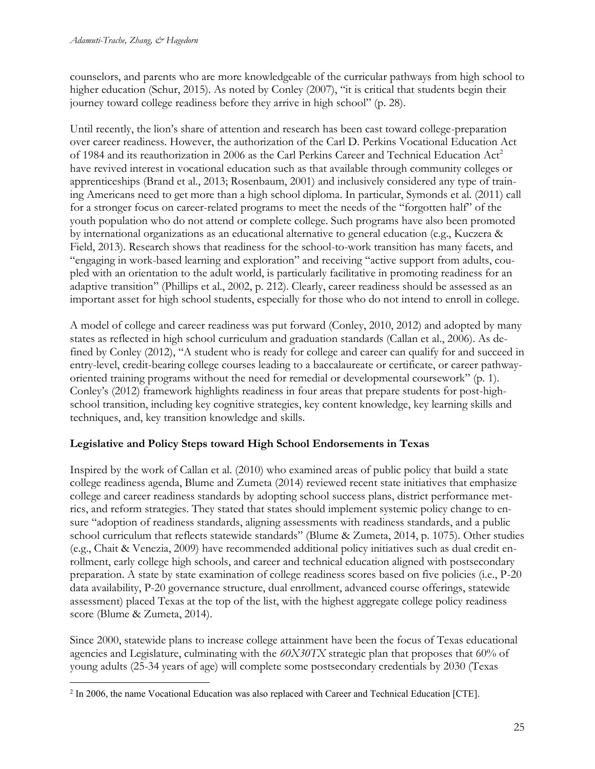counselors, and parents who are more knowledgeable of the curricular pathways from high school to higher education (Schur, 2015). As noted by Conley (2007), "it is critical that students begin their journey toward college readiness before they arrive in high school" (p. 28).

Until recently, the lion's share of attention and research has been cast toward college-preparation over career readiness. However, the authorization of the Carl D. Perkins Vocational Education Act of 1984 and its reauthorization in 2006 as the Carl Perkins Career and Technical Education Act[2] have revived interest in vocational education such as that available through community colleges or apprenticeships (Brand et al., 2013; Rosenbaum, 2001) and inclusively considered any type of training Americans need to get more than a high school diploma. In particular, Symonds et al. (2011) call for a stronger focus on career-related programs to meet the needs of the "forgotten half" of the youth population who do not attend or complete college. Such programs have also been promoted by international organizations as an educational alternative to general education (e.g., Kuczera & Field, 2013). Research shows that readiness for the school-to-work transition has many facets, and "engaging in work-based learning and exploration" and receiving "active support from adults, coupled with an orientation to the adult world, is particularly facilitative in promoting readiness for an adaptive transition" (Phillips et al., 2002, p. 212). Clearly, career readiness should be assessed as an important asset for high school students, especially for those who do not intend to enroll in college.

A model of college and career readiness was put forward (Conley, 2010, 2012) and adopted by many states as reflected in high school curriculum and graduation standards (Callan et al., 2006). As defined by Conley (2012), "A student who is ready for college and career can qualify for and succeed in entry-level, credit-bearing college courses leading to a baccalaureate or certificate, or career pathway-oriented training programs without the need for remedial or developmental coursework" (p. 1). Conley's (2012) framework highlights readiness in four areas that prepare students for post-high-school transition, including key cognitive strategies, key content knowledge, key learning skills and techniques, and, key transition knowledge and skills.

**Legislative and Policy Steps toward High School Endorsements in Texas**

Inspired by the work of Callan et al. (2010) who examined areas of public policy that build a state college readiness agenda, Blume and Zumeta (2014) reviewed recent state initiatives that emphasize college and career readiness standards by adopting school success plans, district performance metrics, and reform strategies. They stated that states should implement systemic policy change to ensure "adoption of readiness standards, aligning assessments with readiness standards, and a public school curriculum that reflects statewide standards" (Blume & Zumeta, 2014, p. 1075). Other studies (e.g., Chait & Venezia, 2009) have recommended additional policy initiatives such as dual credit enrollment, early college high schools, and career and technical education aligned with postsecondary preparation. A state by state examination of college readiness scores based on five policies (i.e., P-20 data availability, P-20 governance structure, dual enrollment, advanced course offerings, statewide assessment) placed Texas at the top of the list, with the highest aggregate college policy readiness score (Blume & Zumeta, 2014).

Since 2000, statewide plans to increase college attainment have been the focus of Texas educational agencies and Legislature, culminating with the *60X30TX* strategic plan that proposes that 60% of young adults (25-34 years of age) will complete some postsecondary credentials by 2030 (Texas

[2] In 2006, the name Vocational Education was also replaced with Career and Technical Education [CTE].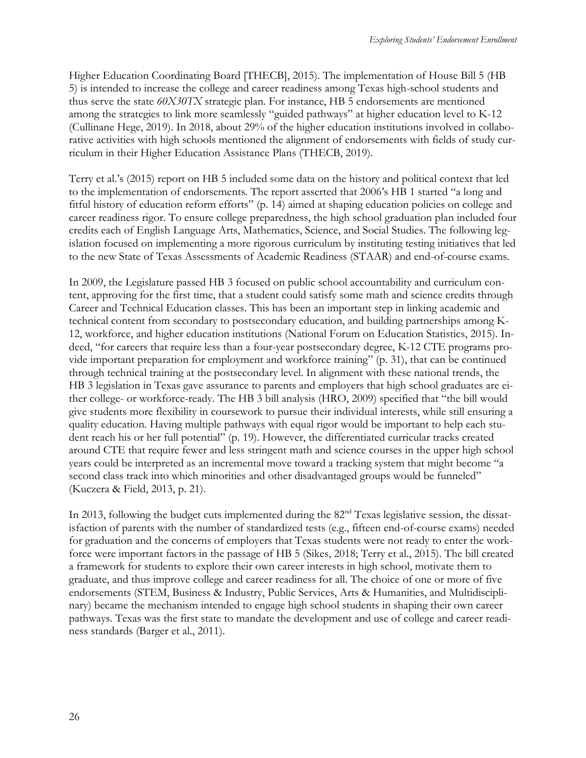Higher Education Coordinating Board [THECB], 2015). The implementation of House Bill 5 (HB 5) is intended to increase the college and career readiness among Texas high-school students and thus serve the state *60X30TX* strategic plan. For instance, HB 5 endorsements are mentioned among the strategies to link more seamlessly "guided pathways" at higher education level to K-12 (Cullinane Hege, 2019). In 2018, about 29% of the higher education institutions involved in collaborative activities with high schools mentioned the alignment of endorsements with fields of study curriculum in their Higher Education Assistance Plans (THECB, 2019).

Terry et al.'s (2015) report on HB 5 included some data on the history and political context that led to the implementation of endorsements. The report asserted that 2006's HB 1 started "a long and fitful history of education reform efforts" (p. 14) aimed at shaping education policies on college and career readiness rigor. To ensure college preparedness, the high school graduation plan included four credits each of English Language Arts, Mathematics, Science, and Social Studies. The following legislation focused on implementing a more rigorous curriculum by instituting testing initiatives that led to the new State of Texas Assessments of Academic Readiness (STAAR) and end-of-course exams.

In 2009, the Legislature passed HB 3 focused on public school accountability and curriculum content, approving for the first time, that a student could satisfy some math and science credits through Career and Technical Education classes. This has been an important step in linking academic and technical content from secondary to postsecondary education, and building partnerships among K-12, workforce, and higher education institutions (National Forum on Education Statistics, 2015). Indeed, "for careers that require less than a four-year postsecondary degree, K-12 CTE programs provide important preparation for employment and workforce training" (p. 31), that can be continued through technical training at the postsecondary level. In alignment with these national trends, the HB 3 legislation in Texas gave assurance to parents and employers that high school graduates are either college- or workforce-ready. The HB 3 bill analysis (HRO, 2009) specified that "the bill would give students more flexibility in coursework to pursue their individual interests, while still ensuring a quality education. Having multiple pathways with equal rigor would be important to help each student reach his or her full potential" (p. 19). However, the differentiated curricular tracks created around CTE that require fewer and less stringent math and science courses in the upper high school years could be interpreted as an incremental move toward a tracking system that might become "a second class track into which minorities and other disadvantaged groups would be funneled" (Kuczera & Field, 2013, p. 21).

In 2013, following the budget cuts implemented during the 82nd Texas legislative session, the dissatisfaction of parents with the number of standardized tests (e.g., fifteen end-of-course exams) needed for graduation and the concerns of employers that Texas students were not ready to enter the workforce were important factors in the passage of HB 5 (Sikes, 2018; Terry et al., 2015). The bill created a framework for students to explore their own career interests in high school, motivate them to graduate, and thus improve college and career readiness for all. The choice of one or more of five endorsements (STEM, Business & Industry, Public Services, Arts & Humanities, and Multidisciplinary) became the mechanism intended to engage high school students in shaping their own career pathways. Texas was the first state to mandate the development and use of college and career readiness standards (Barger et al., 2011).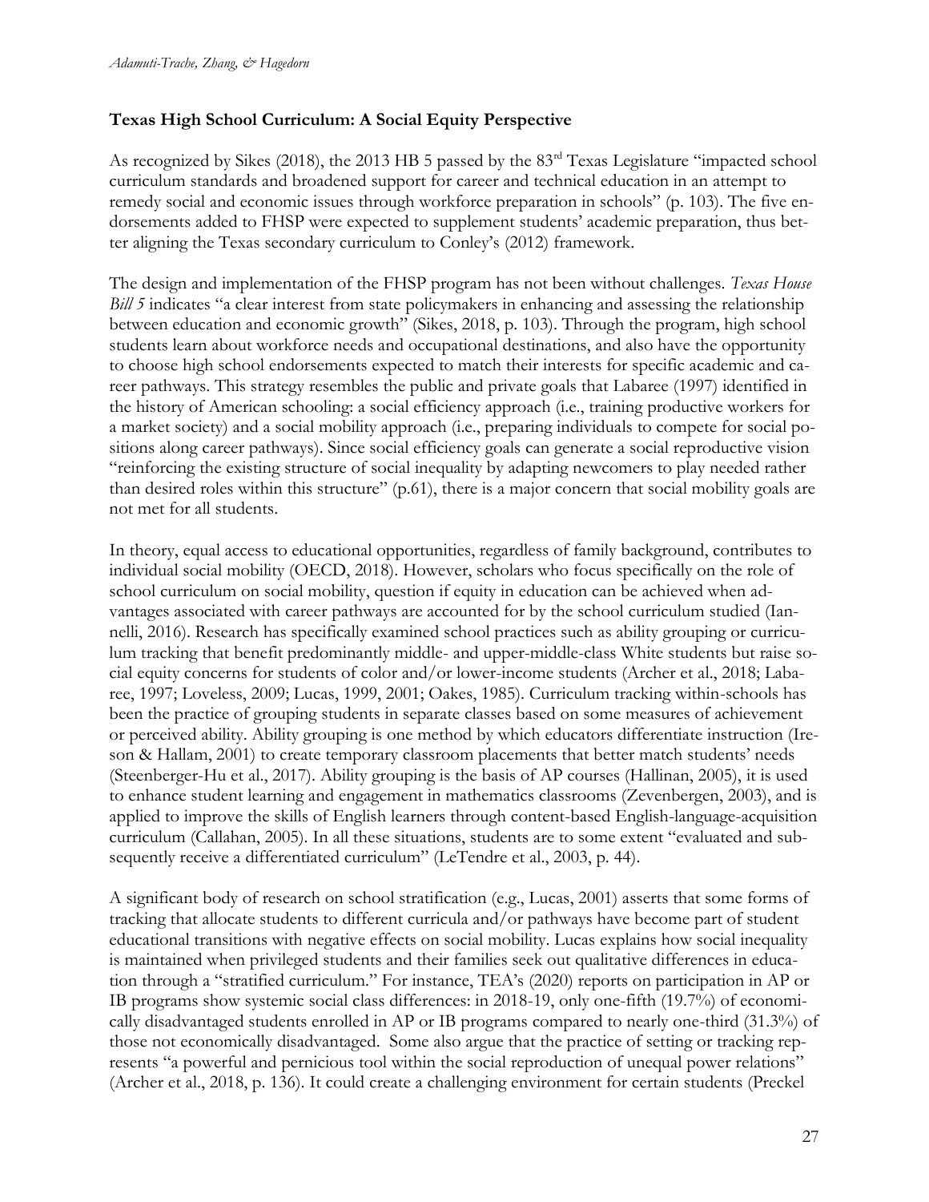### Texas High School Curriculum: A Social Equity Perspective

As recognized by Sikes (2018), the 2013 HB 5 passed by the 83rd Texas Legislature "impacted school curriculum standards and broadened support for career and technical education in an attempt to remedy social and economic issues through workforce preparation in schools" (p. 103). The five endorsements added to FHSP were expected to supplement students' academic preparation, thus better aligning the Texas secondary curriculum to Conley's (2012) framework.

The design and implementation of the FHSP program has not been without challenges. *Texas House Bill 5* indicates "a clear interest from state policymakers in enhancing and assessing the relationship between education and economic growth" (Sikes, 2018, p. 103). Through the program, high school students learn about workforce needs and occupational destinations, and also have the opportunity to choose high school endorsements expected to match their interests for specific academic and career pathways. This strategy resembles the public and private goals that Labaree (1997) identified in the history of American schooling: a social efficiency approach (i.e., training productive workers for a market society) and a social mobility approach (i.e., preparing individuals to compete for social positions along career pathways). Since social efficiency goals can generate a social reproductive vision "reinforcing the existing structure of social inequality by adapting newcomers to play needed rather than desired roles within this structure" (p.61), there is a major concern that social mobility goals are not met for all students.

In theory, equal access to educational opportunities, regardless of family background, contributes to individual social mobility (OECD, 2018). However, scholars who focus specifically on the role of school curriculum on social mobility, question if equity in education can be achieved when advantages associated with career pathways are accounted for by the school curriculum studied (Iannelli, 2016). Research has specifically examined school practices such as ability grouping or curriculum tracking that benefit predominantly middle- and upper-middle-class White students but raise social equity concerns for students of color and/or lower-income students (Archer et al., 2018; Labaree, 1997; Loveless, 2009; Lucas, 1999, 2001; Oakes, 1985). Curriculum tracking within-schools has been the practice of grouping students in separate classes based on some measures of achievement or perceived ability. Ability grouping is one method by which educators differentiate instruction (Ireson & Hallam, 2001) to create temporary classroom placements that better match students' needs (Steenberger-Hu et al., 2017). Ability grouping is the basis of AP courses (Hallinan, 2005), it is used to enhance student learning and engagement in mathematics classrooms (Zevenbergen, 2003), and is applied to improve the skills of English learners through content-based English-language-acquisition curriculum (Callahan, 2005). In all these situations, students are to some extent "evaluated and subsequently receive a differentiated curriculum" (LeTendre et al., 2003, p. 44).

A significant body of research on school stratification (e.g., Lucas, 2001) asserts that some forms of tracking that allocate students to different curricula and/or pathways have become part of student educational transitions with negative effects on social mobility. Lucas explains how social inequality is maintained when privileged students and their families seek out qualitative differences in education through a "stratified curriculum." For instance, TEA's (2020) reports on participation in AP or IB programs show systemic social class differences: in 2018-19, only one-fifth (19.7%) of economically disadvantaged students enrolled in AP or IB programs compared to nearly one-third (31.3%) of those not economically disadvantaged. Some also argue that the practice of setting or tracking represents "a powerful and pernicious tool within the social reproduction of unequal power relations" (Archer et al., 2018, p. 136). It could create a challenging environment for certain students (Preckel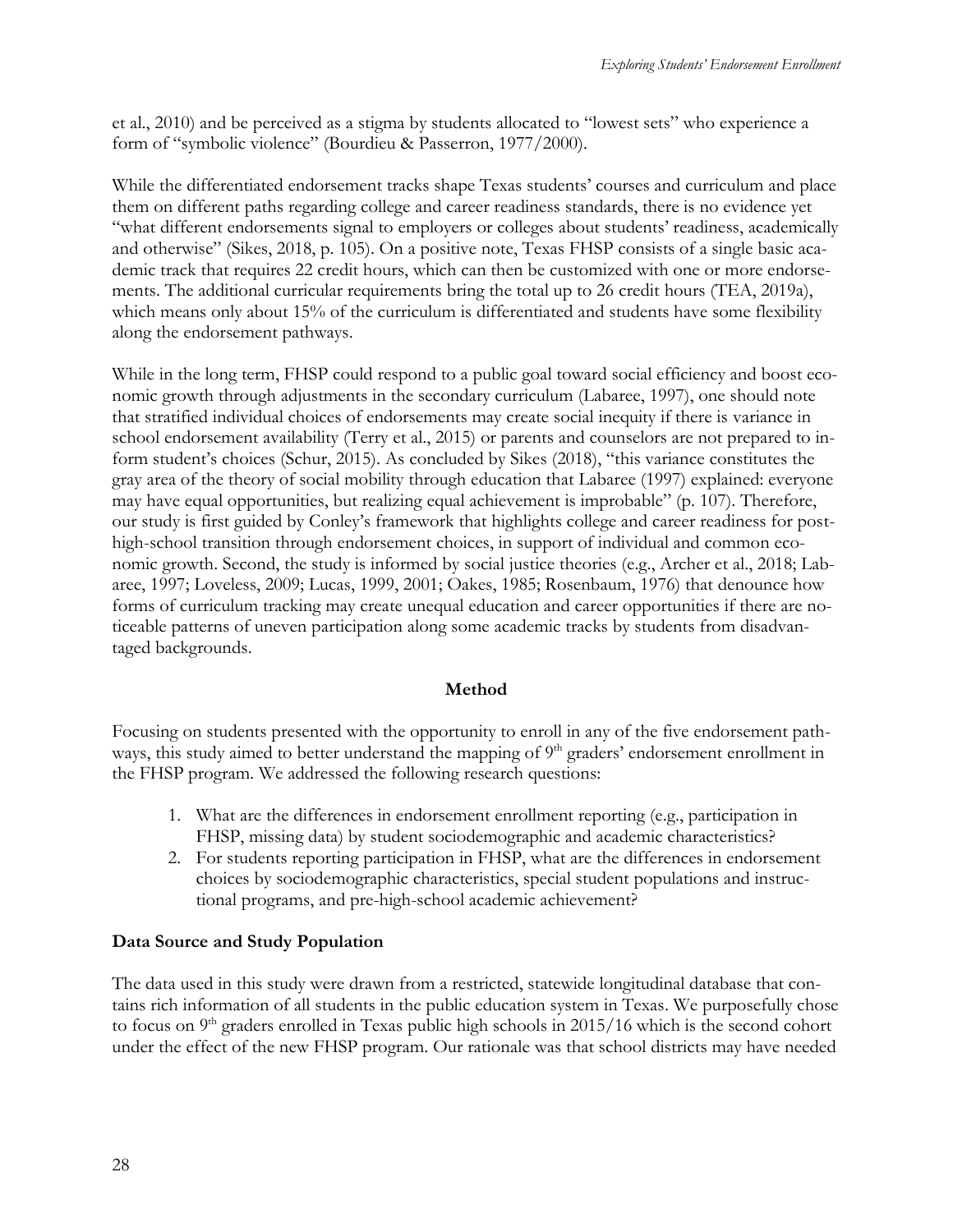et al., 2010) and be perceived as a stigma by students allocated to "lowest sets" who experience a form of "symbolic violence" (Bourdieu & Passerron, 1977/2000).

While the differentiated endorsement tracks shape Texas students' courses and curriculum and place them on different paths regarding college and career readiness standards, there is no evidence yet "what different endorsements signal to employers or colleges about students' readiness, academically and otherwise" (Sikes, 2018, p. 105). On a positive note, Texas FHSP consists of a single basic academic track that requires 22 credit hours, which can then be customized with one or more endorsements. The additional curricular requirements bring the total up to 26 credit hours (TEA, 2019a), which means only about 15% of the curriculum is differentiated and students have some flexibility along the endorsement pathways.

While in the long term, FHSP could respond to a public goal toward social efficiency and boost economic growth through adjustments in the secondary curriculum (Labaree, 1997), one should note that stratified individual choices of endorsements may create social inequity if there is variance in school endorsement availability (Terry et al., 2015) or parents and counselors are not prepared to inform student's choices (Schur, 2015). As concluded by Sikes (2018), "this variance constitutes the gray area of the theory of social mobility through education that Labaree (1997) explained: everyone may have equal opportunities, but realizing equal achievement is improbable" (p. 107). Therefore, our study is first guided by Conley's framework that highlights college and career readiness for post-high-school transition through endorsement choices, in support of individual and common economic growth. Second, the study is informed by social justice theories (e.g., Archer et al., 2018; Labaree, 1997; Loveless, 2009; Lucas, 1999, 2001; Oakes, 1985; Rosenbaum, 1976) that denounce how forms of curriculum tracking may create unequal education and career opportunities if there are noticeable patterns of uneven participation along some academic tracks by students from disadvantaged backgrounds.

## Method

Focusing on students presented with the opportunity to enroll in any of the five endorsement pathways, this study aimed to better understand the mapping of 9th graders' endorsement enrollment in the FHSP program. We addressed the following research questions:

1. What are the differences in endorsement enrollment reporting (e.g., participation in FHSP, missing data) by student sociodemographic and academic characteristics?
2. For students reporting participation in FHSP, what are the differences in endorsement choices by sociodemographic characteristics, special student populations and instructional programs, and pre-high-school academic achievement?

### Data Source and Study Population

The data used in this study were drawn from a restricted, statewide longitudinal database that contains rich information of all students in the public education system in Texas. We purposefully chose to focus on 9th graders enrolled in Texas public high schools in 2015/16 which is the second cohort under the effect of the new FHSP program. Our rationale was that school districts may have needed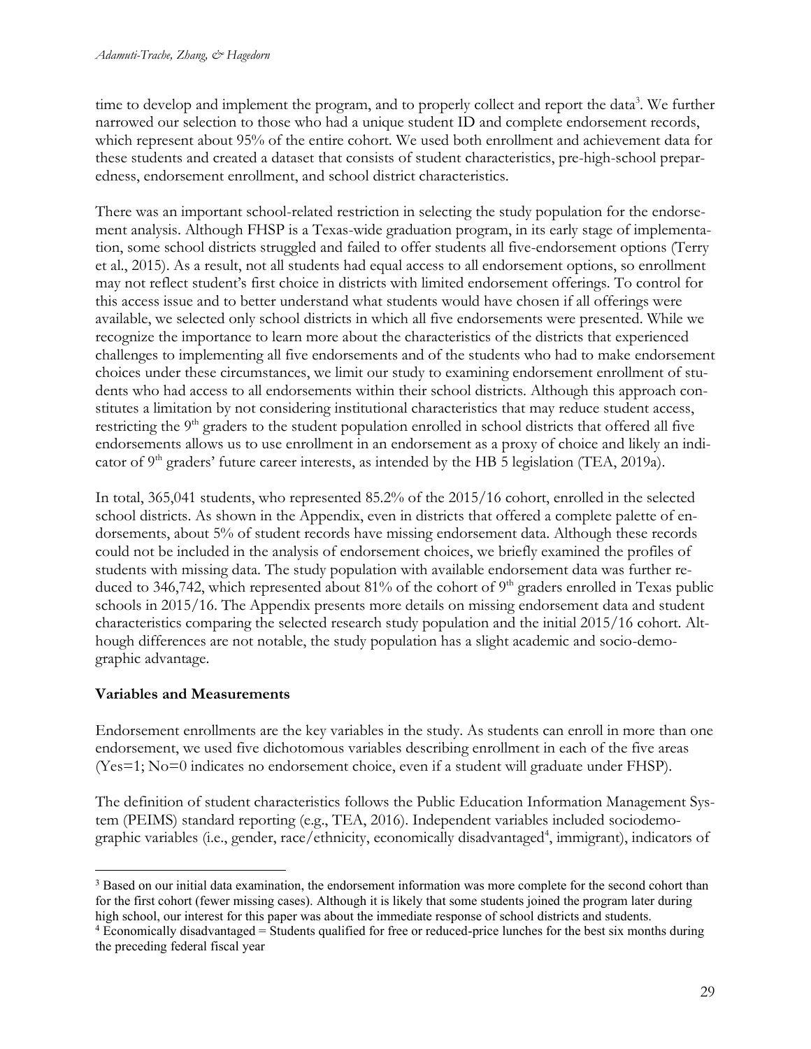time to develop and implement the program, and to properly collect and report the data[3]. We further narrowed our selection to those who had a unique student ID and complete endorsement records, which represent about 95% of the entire cohort. We used both enrollment and achievement data for these students and created a dataset that consists of student characteristics, pre-high-school preparedness, endorsement enrollment, and school district characteristics.

There was an important school-related restriction in selecting the study population for the endorsement analysis. Although FHSP is a Texas-wide graduation program, in its early stage of implementation, some school districts struggled and failed to offer students all five-endorsement options (Terry et al., 2015). As a result, not all students had equal access to all endorsement options, so enrollment may not reflect student's first choice in districts with limited endorsement offerings. To control for this access issue and to better understand what students would have chosen if all offerings were available, we selected only school districts in which all five endorsements were presented. While we recognize the importance to learn more about the characteristics of the districts that experienced challenges to implementing all five endorsements and of the students who had to make endorsement choices under these circumstances, we limit our study to examining endorsement enrollment of students who had access to all endorsements within their school districts. Although this approach constitutes a limitation by not considering institutional characteristics that may reduce student access, restricting the 9th graders to the student population enrolled in school districts that offered all five endorsements allows us to use enrollment in an endorsement as a proxy of choice and likely an indicator of 9th graders' future career interests, as intended by the HB 5 legislation (TEA, 2019a).

In total, 365,041 students, who represented 85.2% of the 2015/16 cohort, enrolled in the selected school districts. As shown in the Appendix, even in districts that offered a complete palette of endorsements, about 5% of student records have missing endorsement data. Although these records could not be included in the analysis of endorsement choices, we briefly examined the profiles of students with missing data. The study population with available endorsement data was further reduced to 346,742, which represented about 81% of the cohort of 9th graders enrolled in Texas public schools in 2015/16. The Appendix presents more details on missing endorsement data and student characteristics comparing the selected research study population and the initial 2015/16 cohort. Although differences are not notable, the study population has a slight academic and socio-demographic advantage.

## Variables and Measurements

Endorsement enrollments are the key variables in the study. As students can enroll in more than one endorsement, we used five dichotomous variables describing enrollment in each of the five areas (Yes=1; No=0 indicates no endorsement choice, even if a student will graduate under FHSP).

The definition of student characteristics follows the Public Education Information Management System (PEIMS) standard reporting (e.g., TEA, 2016). Independent variables included sociodemographic variables (i.e., gender, race/ethnicity, economically disadvantaged[4], immigrant), indicators of

---

[3] Based on our initial data examination, the endorsement information was more complete for the second cohort than for the first cohort (fewer missing cases). Although it is likely that some students joined the program later during high school, our interest for this paper was about the immediate response of school districts and students.

[4] Economically disadvantaged = Students qualified for free or reduced-price lunches for the best six months during the preceding federal fiscal year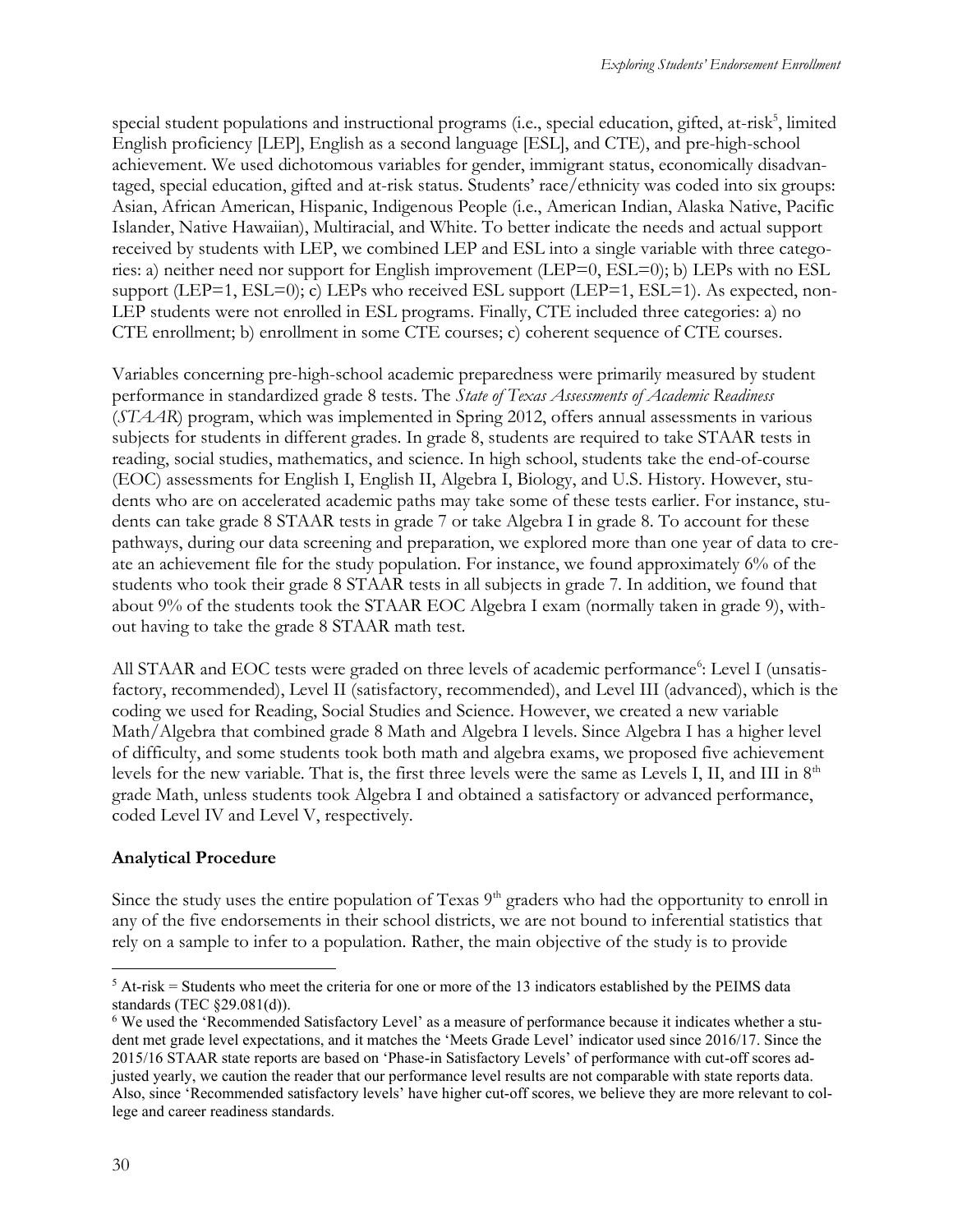special student populations and instructional programs (i.e., special education, gifted, at-risk[5], limited English proficiency [LEP], English as a second language [ESL], and CTE), and pre-high-school achievement. We used dichotomous variables for gender, immigrant status, economically disadvantaged, special education, gifted and at-risk status. Students' race/ethnicity was coded into six groups: Asian, African American, Hispanic, Indigenous People (i.e., American Indian, Alaska Native, Pacific Islander, Native Hawaiian), Multiracial, and White. To better indicate the needs and actual support received by students with LEP, we combined LEP and ESL into a single variable with three categories: a) neither need nor support for English improvement (LEP=0, ESL=0); b) LEPs with no ESL support (LEP=1, ESL=0); c) LEPs who received ESL support (LEP=1, ESL=1). As expected, non-LEP students were not enrolled in ESL programs. Finally, CTE included three categories: a) no CTE enrollment; b) enrollment in some CTE courses; c) coherent sequence of CTE courses.

Variables concerning pre-high-school academic preparedness were primarily measured by student performance in standardized grade 8 tests. The *State of Texas Assessments of Academic Readiness* (*STAAR*) program, which was implemented in Spring 2012, offers annual assessments in various subjects for students in different grades. In grade 8, students are required to take STAAR tests in reading, social studies, mathematics, and science. In high school, students take the end-of-course (EOC) assessments for English I, English II, Algebra I, Biology, and U.S. History. However, students who are on accelerated academic paths may take some of these tests earlier. For instance, students can take grade 8 STAAR tests in grade 7 or take Algebra I in grade 8. To account for these pathways, during our data screening and preparation, we explored more than one year of data to create an achievement file for the study population. For instance, we found approximately 6% of the students who took their grade 8 STAAR tests in all subjects in grade 7. In addition, we found that about 9% of the students took the STAAR EOC Algebra I exam (normally taken in grade 9), without having to take the grade 8 STAAR math test.

All STAAR and EOC tests were graded on three levels of academic performance[6]: Level I (unsatisfactory, recommended), Level II (satisfactory, recommended), and Level III (advanced), which is the coding we used for Reading, Social Studies and Science. However, we created a new variable Math/Algebra that combined grade 8 Math and Algebra I levels. Since Algebra I has a higher level of difficulty, and some students took both math and algebra exams, we proposed five achievement levels for the new variable. That is, the first three levels were the same as Levels I, II, and III in 8th grade Math, unless students took Algebra I and obtained a satisfactory or advanced performance, coded Level IV and Level V, respectively.

**Analytical Procedure**

Since the study uses the entire population of Texas 9th graders who had the opportunity to enroll in any of the five endorsements in their school districts, we are not bound to inferential statistics that rely on a sample to infer to a population. Rather, the main objective of the study is to provide

---

[5] At-risk = Students who meet the criteria for one or more of the 13 indicators established by the PEIMS data standards (TEC §29.081(d)).

[6] We used the 'Recommended Satisfactory Level' as a measure of performance because it indicates whether a student met grade level expectations, and it matches the 'Meets Grade Level' indicator used since 2016/17. Since the 2015/16 STAAR state reports are based on 'Phase-in Satisfactory Levels' of performance with cut-off scores adjusted yearly, we caution the reader that our performance level results are not comparable with state reports data. Also, since 'Recommended satisfactory levels' have higher cut-off scores, we believe they are more relevant to college and career readiness standards.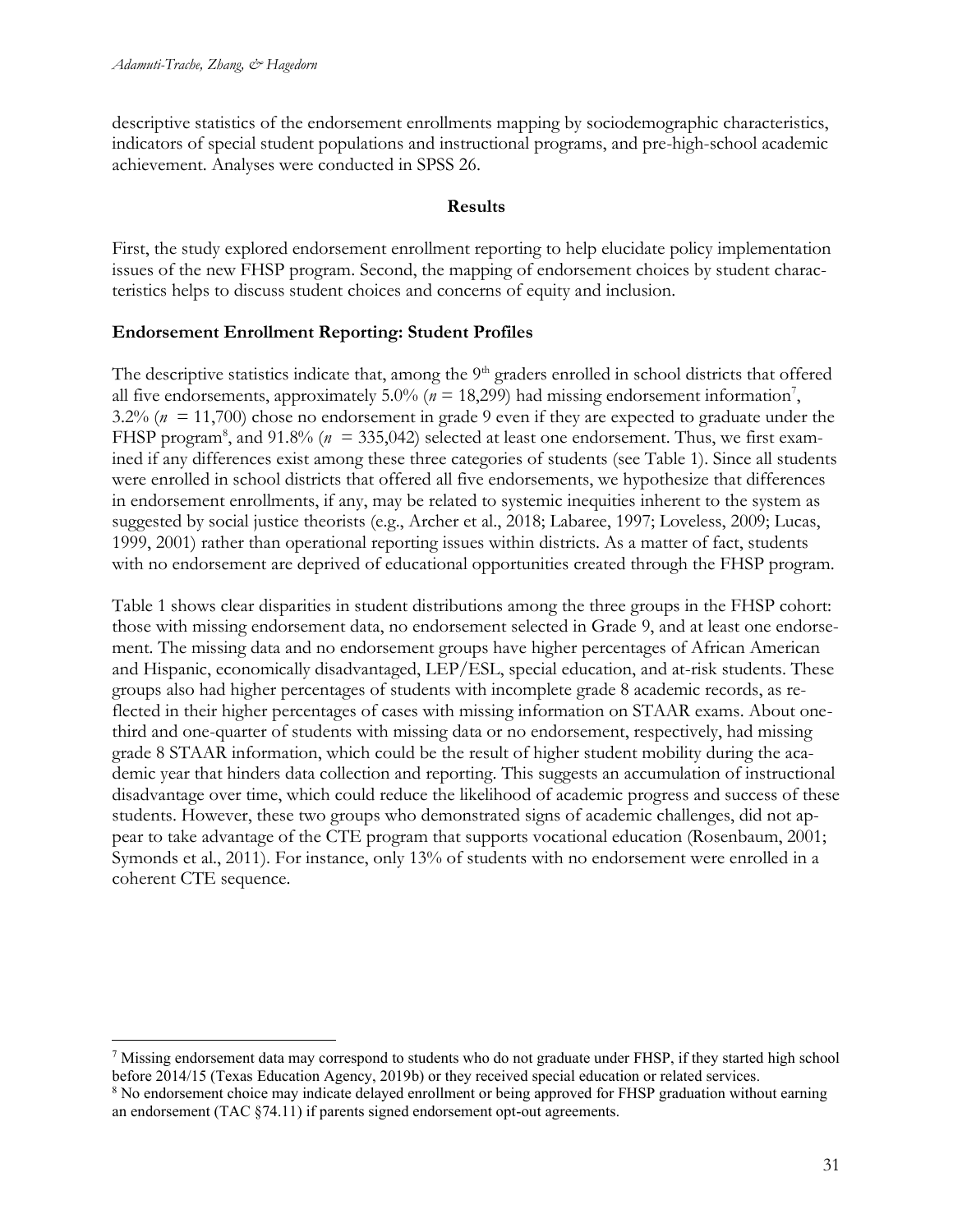descriptive statistics of the endorsement enrollments mapping by sociodemographic characteristics, indicators of special student populations and instructional programs, and pre-high-school academic achievement. Analyses were conducted in SPSS 26.

## Results

First, the study explored endorsement enrollment reporting to help elucidate policy implementation issues of the new FHSP program. Second, the mapping of endorsement choices by student characteristics helps to discuss student choices and concerns of equity and inclusion.

### Endorsement Enrollment Reporting: Student Profiles

The descriptive statistics indicate that, among the 9th graders enrolled in school districts that offered all five endorsements, approximately 5.0% (*n* = 18,299) had missing endorsement information[7], 3.2% (*n* = 11,700) chose no endorsement in grade 9 even if they are expected to graduate under the FHSP program[8], and 91.8% (*n* = 335,042) selected at least one endorsement. Thus, we first examined if any differences exist among these three categories of students (see Table 1). Since all students were enrolled in school districts that offered all five endorsements, we hypothesize that differences in endorsement enrollments, if any, may be related to systemic inequities inherent to the system as suggested by social justice theorists (e.g., Archer et al., 2018; Labaree, 1997; Loveless, 2009; Lucas, 1999, 2001) rather than operational reporting issues within districts. As a matter of fact, students with no endorsement are deprived of educational opportunities created through the FHSP program.

Table 1 shows clear disparities in student distributions among the three groups in the FHSP cohort: those with missing endorsement data, no endorsement selected in Grade 9, and at least one endorsement. The missing data and no endorsement groups have higher percentages of African American and Hispanic, economically disadvantaged, LEP/ESL, special education, and at-risk students. These groups also had higher percentages of students with incomplete grade 8 academic records, as reflected in their higher percentages of cases with missing information on STAAR exams. About one-third and one-quarter of students with missing data or no endorsement, respectively, had missing grade 8 STAAR information, which could be the result of higher student mobility during the academic year that hinders data collection and reporting. This suggests an accumulation of instructional disadvantage over time, which could reduce the likelihood of academic progress and success of these students. However, these two groups who demonstrated signs of academic challenges, did not appear to take advantage of the CTE program that supports vocational education (Rosenbaum, 2001; Symonds et al., 2011). For instance, only 13% of students with no endorsement were enrolled in a coherent CTE sequence.

---

[7] Missing endorsement data may correspond to students who do not graduate under FHSP, if they started high school before 2014/15 (Texas Education Agency, 2019b) or they received special education or related services.

[8] No endorsement choice may indicate delayed enrollment or being approved for FHSP graduation without earning an endorsement (TAC §74.11) if parents signed endorsement opt-out agreements.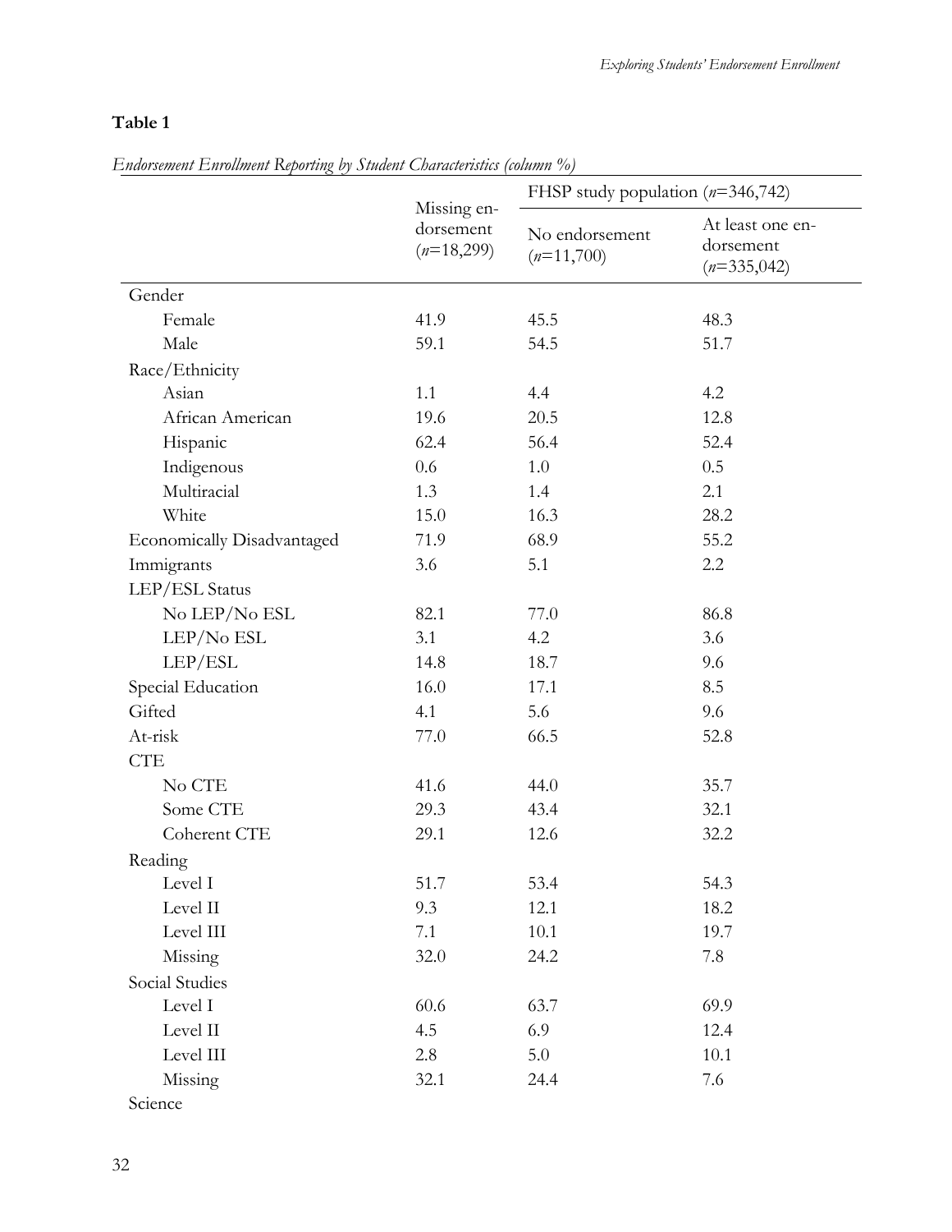**Table 1**

*Endorsement Enrollment Reporting by Student Characteristics (column %)*

| | Missing endorsement ($n$=18,299) | FHSP study population ($n$=346,742) | |
|---|---|---|---|
| | | No endorsement ($n$=11,700) | At least one endorsement ($n$=335,042) |
| Gender | | | |
| Female | 41.9 | 45.5 | 48.3 |
| Male | 59.1 | 54.5 | 51.7 |
| Race/Ethnicity | | | |
| Asian | 1.1 | 4.4 | 4.2 |
| African American | 19.6 | 20.5 | 12.8 |
| Hispanic | 62.4 | 56.4 | 52.4 |
| Indigenous | 0.6 | 1.0 | 0.5 |
| Multiracial | 1.3 | 1.4 | 2.1 |
| White | 15.0 | 16.3 | 28.2 |
| Economically Disadvantaged | 71.9 | 68.9 | 55.2 |
| Immigrants | 3.6 | 5.1 | 2.2 |
| LEP/ESL Status | | | |
| No LEP/No ESL | 82.1 | 77.0 | 86.8 |
| LEP/No ESL | 3.1 | 4.2 | 3.6 |
| LEP/ESL | 14.8 | 18.7 | 9.6 |
| Special Education | 16.0 | 17.1 | 8.5 |
| Gifted | 4.1 | 5.6 | 9.6 |
| At-risk | 77.0 | 66.5 | 52.8 |
| CTE | | | |
| No CTE | 41.6 | 44.0 | 35.7 |
| Some CTE | 29.3 | 43.4 | 32.1 |
| Coherent CTE | 29.1 | 12.6 | 32.2 |
| Reading | | | |
| Level I | 51.7 | 53.4 | 54.3 |
| Level II | 9.3 | 12.1 | 18.2 |
| Level III | 7.1 | 10.1 | 19.7 |
| Missing | 32.0 | 24.2 | 7.8 |
| Social Studies | | | |
| Level I | 60.6 | 63.7 | 69.9 |
| Level II | 4.5 | 6.9 | 12.4 |
| Level III | 2.8 | 5.0 | 10.1 |
| Missing | 32.1 | 24.4 | 7.6 |
| Science | | | |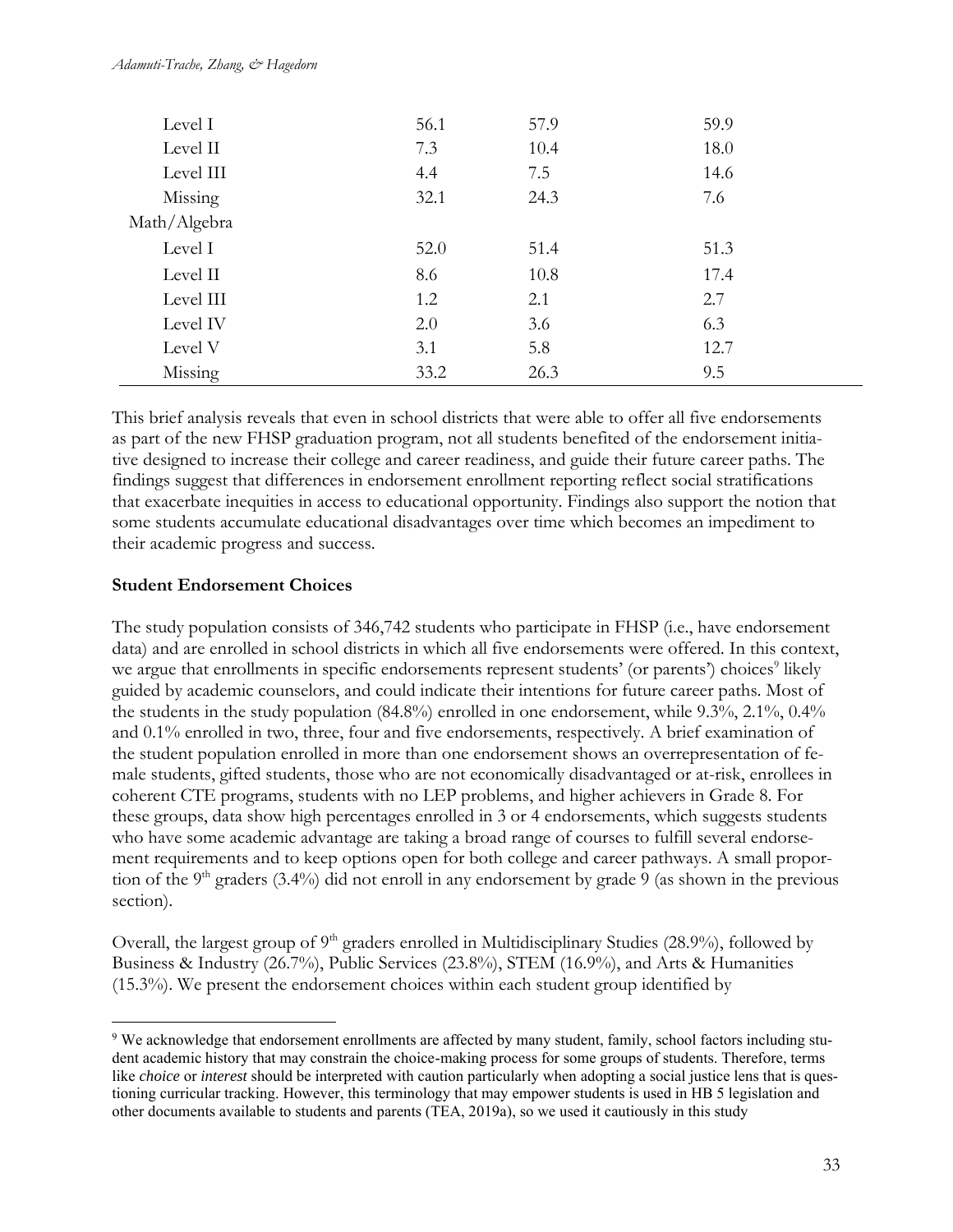| | | | |
|---|---|---|---|
| Level I | 56.1 | 57.9 | 59.9 |
| Level II | 7.3 | 10.4 | 18.0 |
| Level III | 4.4 | 7.5 | 14.6 |
| Missing | 32.1 | 24.3 | 7.6 |
| Math/Algebra | | | |
| Level I | 52.0 | 51.4 | 51.3 |
| Level II | 8.6 | 10.8 | 17.4 |
| Level III | 1.2 | 2.1 | 2.7 |
| Level IV | 2.0 | 3.6 | 6.3 |
| Level V | 3.1 | 5.8 | 12.7 |
| Missing | 33.2 | 26.3 | 9.5 |

This brief analysis reveals that even in school districts that were able to offer all five endorsements as part of the new FHSP graduation program, not all students benefited of the endorsement initiative designed to increase their college and career readiness, and guide their future career paths. The findings suggest that differences in endorsement enrollment reporting reflect social stratifications that exacerbate inequities in access to educational opportunity. Findings also support the notion that some students accumulate educational disadvantages over time which becomes an impediment to their academic progress and success.

**Student Endorsement Choices**

The study population consists of 346,742 students who participate in FHSP (i.e., have endorsement data) and are enrolled in school districts in which all five endorsements were offered. In this context, we argue that enrollments in specific endorsements represent students' (or parents') choices[9] likely guided by academic counselors, and could indicate their intentions for future career paths. Most of the students in the study population (84.8%) enrolled in one endorsement, while 9.3%, 2.1%, 0.4% and 0.1% enrolled in two, three, four and five endorsements, respectively. A brief examination of the student population enrolled in more than one endorsement shows an overrepresentation of female students, gifted students, those who are not economically disadvantaged or at-risk, enrollees in coherent CTE programs, students with no LEP problems, and higher achievers in Grade 8. For these groups, data show high percentages enrolled in 3 or 4 endorsements, which suggests students who have some academic advantage are taking a broad range of courses to fulfill several endorsement requirements and to keep options open for both college and career pathways. A small proportion of the 9th graders (3.4%) did not enroll in any endorsement by grade 9 (as shown in the previous section).

Overall, the largest group of 9th graders enrolled in Multidisciplinary Studies (28.9%), followed by Business & Industry (26.7%), Public Services (23.8%), STEM (16.9%), and Arts & Humanities (15.3%). We present the endorsement choices within each student group identified by

[9] We acknowledge that endorsement enrollments are affected by many student, family, school factors including student academic history that may constrain the choice-making process for some groups of students. Therefore, terms like *choice* or *interest* should be interpreted with caution particularly when adopting a social justice lens that is questioning curricular tracking. However, this terminology that may empower students is used in HB 5 legislation and other documents available to students and parents (TEA, 2019a), so we used it cautiously in this study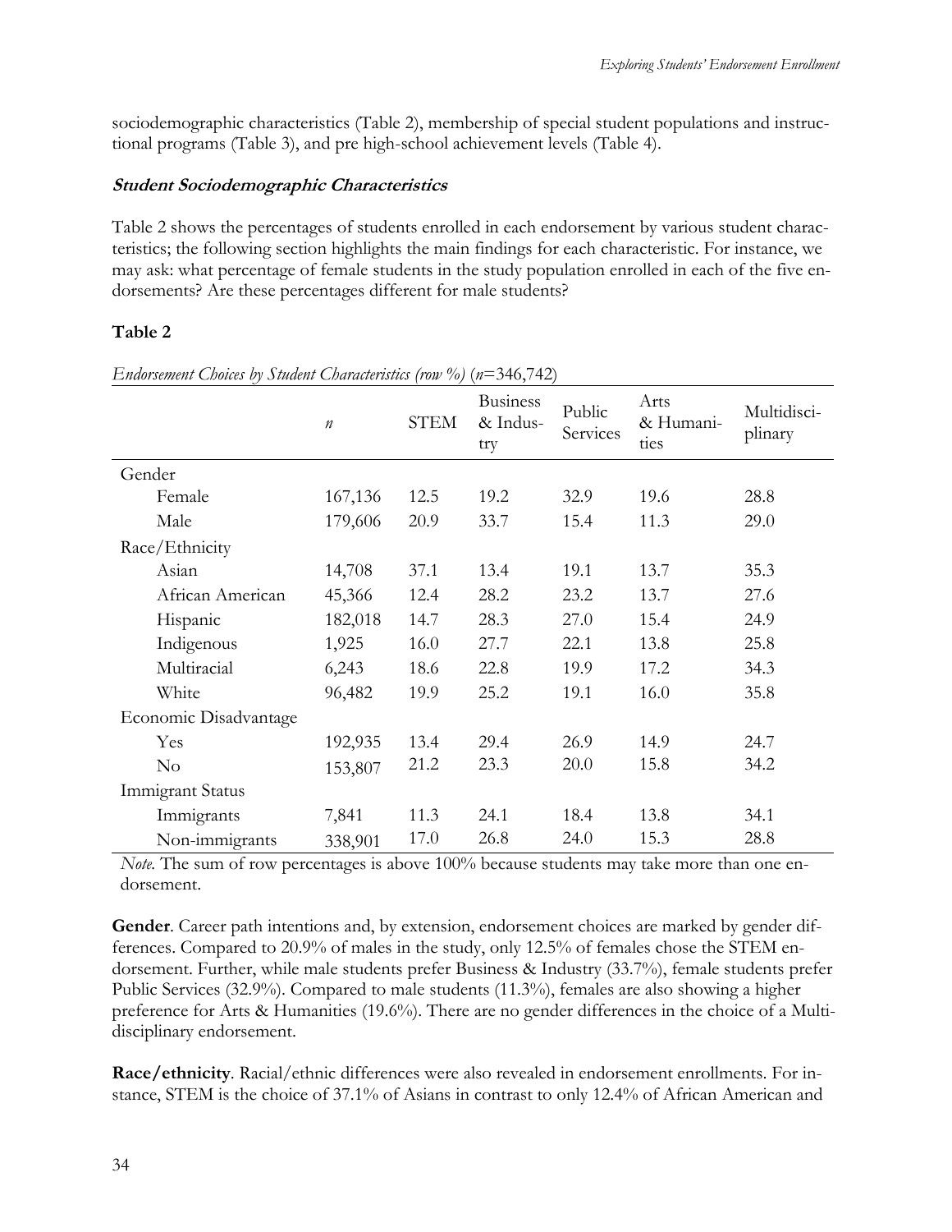sociodemographic characteristics (Table 2), membership of special student populations and instructional programs (Table 3), and pre high-school achievement levels (Table 4).

### *Student Sociodemographic Characteristics*

Table 2 shows the percentages of students enrolled in each endorsement by various student characteristics; the following section highlights the main findings for each characteristic. For instance, we may ask: what percentage of female students in the study population enrolled in each of the five endorsements? Are these percentages different for male students?

**Table 2**

*Endorsement Choices by Student Characteristics (row %) (n=346,742)*

| | *n* | STEM | Business & Industry | Public Services | Arts & Humanities | Multidisciplinary |
|---|---|---|---|---|---|---|
| Gender | | | | | | |
| Female | 167,136 | 12.5 | 19.2 | 32.9 | 19.6 | 28.8 |
| Male | 179,606 | 20.9 | 33.7 | 15.4 | 11.3 | 29.0 |
| Race/Ethnicity | | | | | | |
| Asian | 14,708 | 37.1 | 13.4 | 19.1 | 13.7 | 35.3 |
| African American | 45,366 | 12.4 | 28.2 | 23.2 | 13.7 | 27.6 |
| Hispanic | 182,018 | 14.7 | 28.3 | 27.0 | 15.4 | 24.9 |
| Indigenous | 1,925 | 16.0 | 27.7 | 22.1 | 13.8 | 25.8 |
| Multiracial | 6,243 | 18.6 | 22.8 | 19.9 | 17.2 | 34.3 |
| White | 96,482 | 19.9 | 25.2 | 19.1 | 16.0 | 35.8 |
| Economic Disadvantage | | | | | | |
| Yes | 192,935 | 13.4 | 29.4 | 26.9 | 14.9 | 24.7 |
| No | 153,807 | 21.2 | 23.3 | 20.0 | 15.8 | 34.2 |
| Immigrant Status | | | | | | |
| Immigrants | 7,841 | 11.3 | 24.1 | 18.4 | 13.8 | 34.1 |
| Non-immigrants | 338,901 | 17.0 | 26.8 | 24.0 | 15.3 | 28.8 |

*Note.* The sum of row percentages is above 100% because students may take more than one endorsement.

**Gender**. Career path intentions and, by extension, endorsement choices are marked by gender differences. Compared to 20.9% of males in the study, only 12.5% of females chose the STEM endorsement. Further, while male students prefer Business & Industry (33.7%), female students prefer Public Services (32.9%). Compared to male students (11.3%), females are also showing a higher preference for Arts & Humanities (19.6%). There are no gender differences in the choice of a Multidisciplinary endorsement.

**Race/ethnicity**. Racial/ethnic differences were also revealed in endorsement enrollments. For instance, STEM is the choice of 37.1% of Asians in contrast to only 12.4% of African American and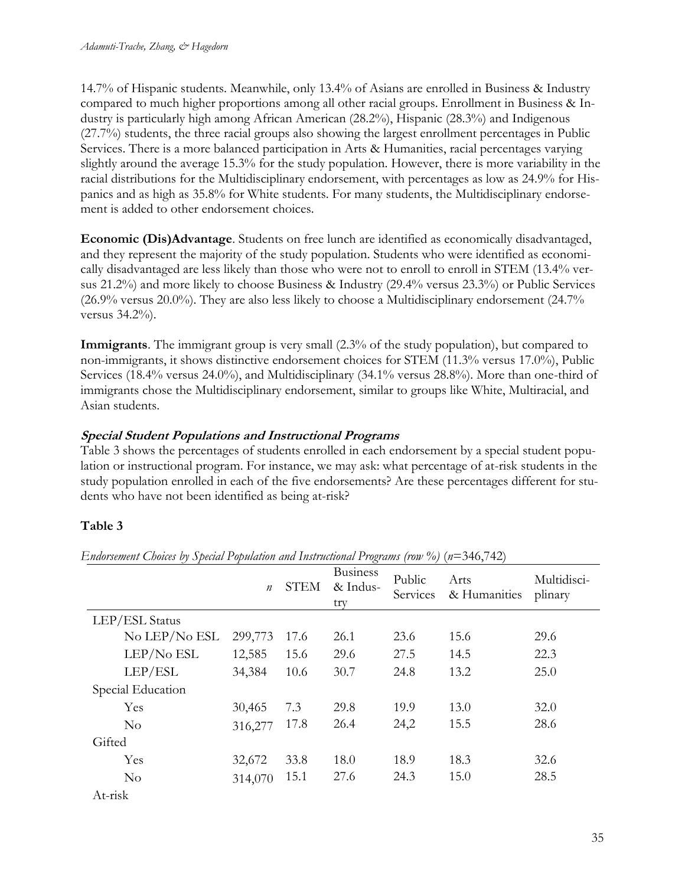14.7% of Hispanic students. Meanwhile, only 13.4% of Asians are enrolled in Business & Industry compared to much higher proportions among all other racial groups. Enrollment in Business & Industry is particularly high among African American (28.2%), Hispanic (28.3%) and Indigenous (27.7%) students, the three racial groups also showing the largest enrollment percentages in Public Services. There is a more balanced participation in Arts & Humanities, racial percentages varying slightly around the average 15.3% for the study population. However, there is more variability in the racial distributions for the Multidisciplinary endorsement, with percentages as low as 24.9% for Hispanics and as high as 35.8% for White students. For many students, the Multidisciplinary endorsement is added to other endorsement choices.

**Economic (Dis)Advantage**. Students on free lunch are identified as economically disadvantaged, and they represent the majority of the study population. Students who were identified as economically disadvantaged are less likely than those who were not to enroll to enroll in STEM (13.4% versus 21.2%) and more likely to choose Business & Industry (29.4% versus 23.3%) or Public Services (26.9% versus 20.0%). They are also less likely to choose a Multidisciplinary endorsement (24.7% versus 34.2%).

**Immigrants**. The immigrant group is very small (2.3% of the study population), but compared to non-immigrants, it shows distinctive endorsement choices for STEM (11.3% versus 17.0%), Public Services (18.4% versus 24.0%), and Multidisciplinary (34.1% versus 28.8%). More than one-third of immigrants chose the Multidisciplinary endorsement, similar to groups like White, Multiracial, and Asian students.

### *Special Student Populations and Instructional Programs*

Table 3 shows the percentages of students enrolled in each endorsement by a special student population or instructional program. For instance, we may ask: what percentage of at-risk students in the study population enrolled in each of the five endorsements? Are these percentages different for students who have not been identified as being at-risk?

**Table 3**

*Endorsement Choices by Special Population and Instructional Programs (row %)* ($n$=346,742)

| | *n* | STEM | Business & Industry | Public Services | Arts & Humanities | Multidisciplinary |
|---|---|---|---|---|---|---|
| LEP/ESL Status | | | | | | |
| No LEP/No ESL | 299,773 | 17.6 | 26.1 | 23.6 | 15.6 | 29.6 |
| LEP/No ESL | 12,585 | 15.6 | 29.6 | 27.5 | 14.5 | 22.3 |
| LEP/ESL | 34,384 | 10.6 | 30.7 | 24.8 | 13.2 | 25.0 |
| Special Education | | | | | | |
| Yes | 30,465 | 7.3 | 29.8 | 19.9 | 13.0 | 32.0 |
| No | 316,277 | 17.8 | 26.4 | 24,2 | 15.5 | 28.6 |
| Gifted | | | | | | |
| Yes | 32,672 | 33.8 | 18.0 | 18.9 | 18.3 | 32.6 |
| No | 314,070 | 15.1 | 27.6 | 24.3 | 15.0 | 28.5 |
| At-risk | | | | | | |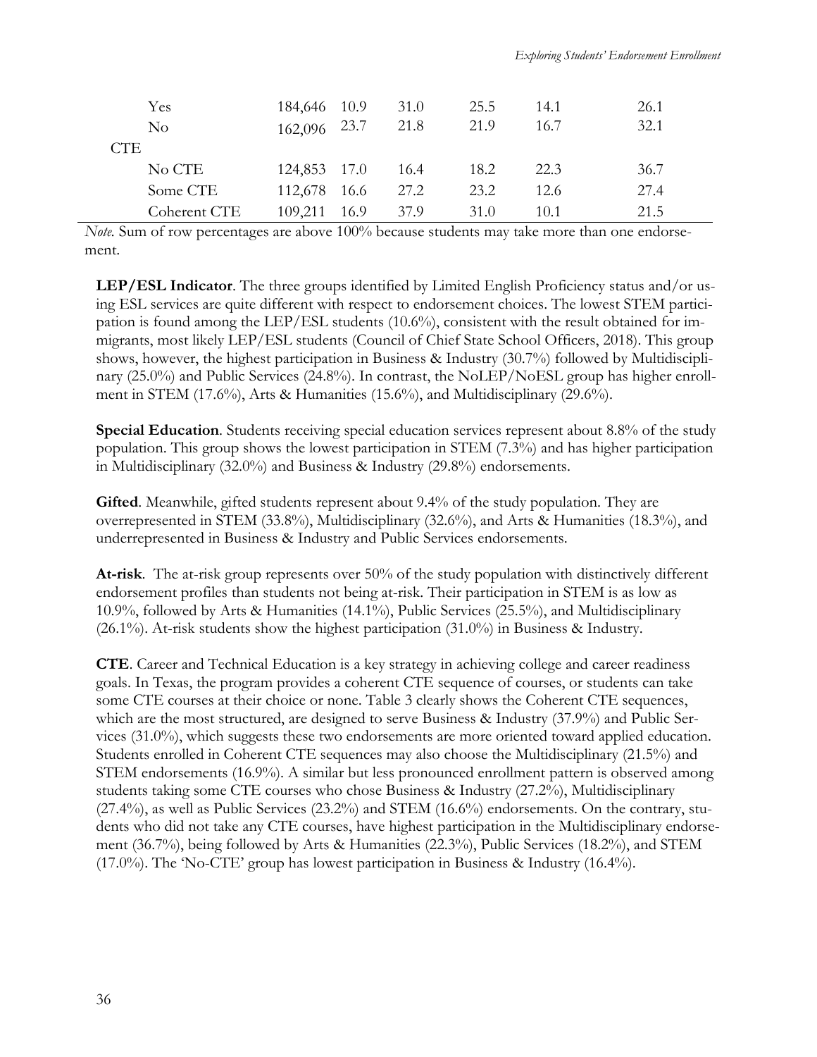|  |  |  |  |  |  |  |
|---|---|---|---|---|---|---|
| Yes | 184,646 | 10.9 | 31.0 | 25.5 | 14.1 | 26.1 |
| No | 162,096 | 23.7 | 21.8 | 21.9 | 16.7 | 32.1 |
| CTE |  |  |  |  |  |  |
| No CTE | 124,853 | 17.0 | 16.4 | 18.2 | 22.3 | 36.7 |
| Some CTE | 112,678 | 16.6 | 27.2 | 23.2 | 12.6 | 27.4 |
| Coherent CTE | 109,211 | 16.9 | 37.9 | 31.0 | 10.1 | 21.5 |

*Note.* Sum of row percentages are above 100% because students may take more than one endorsement.

**LEP/ESL Indicator**. The three groups identified by Limited English Proficiency status and/or using ESL services are quite different with respect to endorsement choices. The lowest STEM participation is found among the LEP/ESL students (10.6%), consistent with the result obtained for immigrants, most likely LEP/ESL students (Council of Chief State School Officers, 2018). This group shows, however, the highest participation in Business & Industry (30.7%) followed by Multidisciplinary (25.0%) and Public Services (24.8%). In contrast, the NoLEP/NoESL group has higher enrollment in STEM (17.6%), Arts & Humanities (15.6%), and Multidisciplinary (29.6%).

**Special Education**. Students receiving special education services represent about 8.8% of the study population. This group shows the lowest participation in STEM (7.3%) and has higher participation in Multidisciplinary (32.0%) and Business & Industry (29.8%) endorsements.

**Gifted**. Meanwhile, gifted students represent about 9.4% of the study population. They are overrepresented in STEM (33.8%), Multidisciplinary (32.6%), and Arts & Humanities (18.3%), and underrepresented in Business & Industry and Public Services endorsements.

**At-risk**. The at-risk group represents over 50% of the study population with distinctively different endorsement profiles than students not being at-risk. Their participation in STEM is as low as 10.9%, followed by Arts & Humanities (14.1%), Public Services (25.5%), and Multidisciplinary (26.1%). At-risk students show the highest participation (31.0%) in Business & Industry.

**CTE**. Career and Technical Education is a key strategy in achieving college and career readiness goals. In Texas, the program provides a coherent CTE sequence of courses, or students can take some CTE courses at their choice or none. Table 3 clearly shows the Coherent CTE sequences, which are the most structured, are designed to serve Business & Industry (37.9%) and Public Services (31.0%), which suggests these two endorsements are more oriented toward applied education. Students enrolled in Coherent CTE sequences may also choose the Multidisciplinary (21.5%) and STEM endorsements (16.9%). A similar but less pronounced enrollment pattern is observed among students taking some CTE courses who chose Business & Industry (27.2%), Multidisciplinary (27.4%), as well as Public Services (23.2%) and STEM (16.6%) endorsements. On the contrary, students who did not take any CTE courses, have highest participation in the Multidisciplinary endorsement (36.7%), being followed by Arts & Humanities (22.3%), Public Services (18.2%), and STEM (17.0%). The 'No-CTE' group has lowest participation in Business & Industry (16.4%).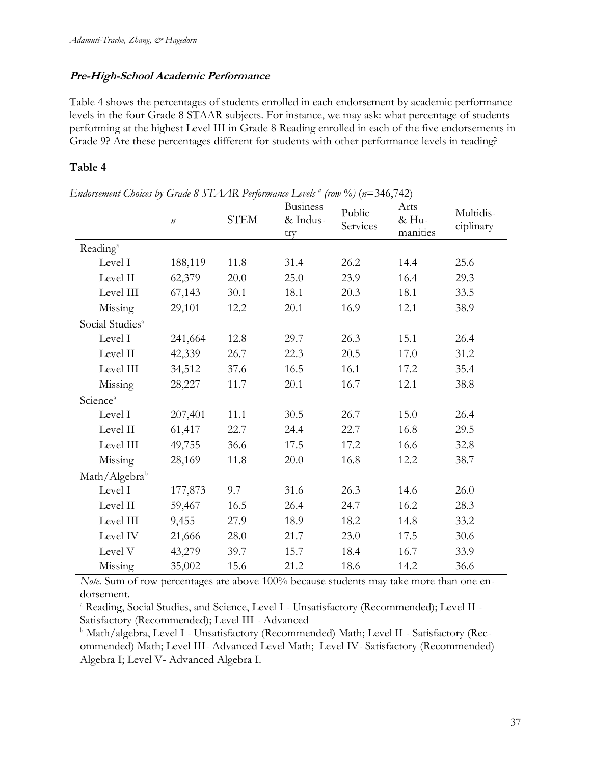### ***Pre-High-School Academic Performance***

Table 4 shows the percentages of students enrolled in each endorsement by academic performance levels in the four Grade 8 STAAR subjects. For instance, we may ask: what percentage of students performing at the highest Level III in Grade 8 Reading enrolled in each of the five endorsements in Grade 9? Are these percentages different for students with other performance levels in reading?

**Table 4**

*Endorsement Choices by Grade 8 STAAR Performance Levels* [a] *(row %)* (*n*=346,742)

| | *n* | STEM | Business & Industry | Public Services | Arts & Humanities | Multidisciplinary |
|---|---|---|---|---|---|---|
| Reading[a] | | | | | | |
| Level I | 188,119 | 11.8 | 31.4 | 26.2 | 14.4 | 25.6 |
| Level II | 62,379 | 20.0 | 25.0 | 23.9 | 16.4 | 29.3 |
| Level III | 67,143 | 30.1 | 18.1 | 20.3 | 18.1 | 33.5 |
| Missing | 29,101 | 12.2 | 20.1 | 16.9 | 12.1 | 38.9 |
| Social Studies[a] | | | | | | |
| Level I | 241,664 | 12.8 | 29.7 | 26.3 | 15.1 | 26.4 |
| Level II | 42,339 | 26.7 | 22.3 | 20.5 | 17.0 | 31.2 |
| Level III | 34,512 | 37.6 | 16.5 | 16.1 | 17.2 | 35.4 |
| Missing | 28,227 | 11.7 | 20.1 | 16.7 | 12.1 | 38.8 |
| Science[a] | | | | | | |
| Level I | 207,401 | 11.1 | 30.5 | 26.7 | 15.0 | 26.4 |
| Level II | 61,417 | 22.7 | 24.4 | 22.7 | 16.8 | 29.5 |
| Level III | 49,755 | 36.6 | 17.5 | 17.2 | 16.6 | 32.8 |
| Missing | 28,169 | 11.8 | 20.0 | 16.8 | 12.2 | 38.7 |
| Math/Algebra[b] | | | | | | |
| Level I | 177,873 | 9.7 | 31.6 | 26.3 | 14.6 | 26.0 |
| Level II | 59,467 | 16.5 | 26.4 | 24.7 | 16.2 | 28.3 |
| Level III | 9,455 | 27.9 | 18.9 | 18.2 | 14.8 | 33.2 |
| Level IV | 21,666 | 28.0 | 21.7 | 23.0 | 17.5 | 30.6 |
| Level V | 43,279 | 39.7 | 15.7 | 18.4 | 16.7 | 33.9 |
| Missing | 35,002 | 15.6 | 21.2 | 18.6 | 14.2 | 36.6 |

*Note*. Sum of row percentages are above 100% because students may take more than one endorsement.

[a] Reading, Social Studies, and Science, Level I - Unsatisfactory (Recommended); Level II - Satisfactory (Recommended); Level III - Advanced

[b] Math/algebra, Level I - Unsatisfactory (Recommended) Math; Level II - Satisfactory (Recommended) Math; Level III- Advanced Level Math; Level IV- Satisfactory (Recommended) Algebra I; Level V- Advanced Algebra I.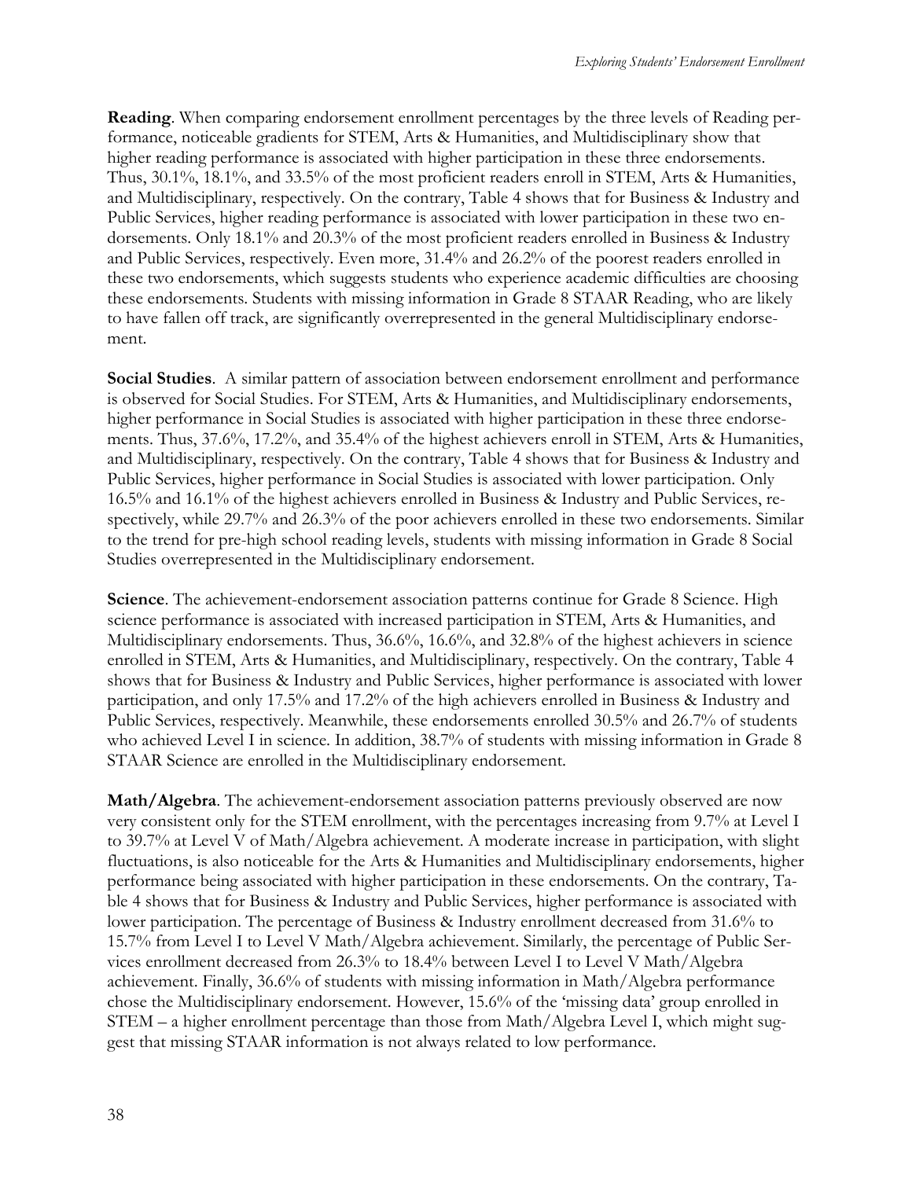**Reading**. When comparing endorsement enrollment percentages by the three levels of Reading performance, noticeable gradients for STEM, Arts & Humanities, and Multidisciplinary show that higher reading performance is associated with higher participation in these three endorsements. Thus, 30.1%, 18.1%, and 33.5% of the most proficient readers enroll in STEM, Arts & Humanities, and Multidisciplinary, respectively. On the contrary, Table 4 shows that for Business & Industry and Public Services, higher reading performance is associated with lower participation in these two endorsements. Only 18.1% and 20.3% of the most proficient readers enrolled in Business & Industry and Public Services, respectively. Even more, 31.4% and 26.2% of the poorest readers enrolled in these two endorsements, which suggests students who experience academic difficulties are choosing these endorsements. Students with missing information in Grade 8 STAAR Reading, who are likely to have fallen off track, are significantly overrepresented in the general Multidisciplinary endorsement.

**Social Studies**. A similar pattern of association between endorsement enrollment and performance is observed for Social Studies. For STEM, Arts & Humanities, and Multidisciplinary endorsements, higher performance in Social Studies is associated with higher participation in these three endorsements. Thus, 37.6%, 17.2%, and 35.4% of the highest achievers enroll in STEM, Arts & Humanities, and Multidisciplinary, respectively. On the contrary, Table 4 shows that for Business & Industry and Public Services, higher performance in Social Studies is associated with lower participation. Only 16.5% and 16.1% of the highest achievers enrolled in Business & Industry and Public Services, respectively, while 29.7% and 26.3% of the poor achievers enrolled in these two endorsements. Similar to the trend for pre-high school reading levels, students with missing information in Grade 8 Social Studies overrepresented in the Multidisciplinary endorsement.

**Science**. The achievement-endorsement association patterns continue for Grade 8 Science. High science performance is associated with increased participation in STEM, Arts & Humanities, and Multidisciplinary endorsements. Thus, 36.6%, 16.6%, and 32.8% of the highest achievers in science enrolled in STEM, Arts & Humanities, and Multidisciplinary, respectively. On the contrary, Table 4 shows that for Business & Industry and Public Services, higher performance is associated with lower participation, and only 17.5% and 17.2% of the high achievers enrolled in Business & Industry and Public Services, respectively. Meanwhile, these endorsements enrolled 30.5% and 26.7% of students who achieved Level I in science. In addition, 38.7% of students with missing information in Grade 8 STAAR Science are enrolled in the Multidisciplinary endorsement.

**Math/Algebra**. The achievement-endorsement association patterns previously observed are now very consistent only for the STEM enrollment, with the percentages increasing from 9.7% at Level I to 39.7% at Level V of Math/Algebra achievement. A moderate increase in participation, with slight fluctuations, is also noticeable for the Arts & Humanities and Multidisciplinary endorsements, higher performance being associated with higher participation in these endorsements. On the contrary, Table 4 shows that for Business & Industry and Public Services, higher performance is associated with lower participation. The percentage of Business & Industry enrollment decreased from 31.6% to 15.7% from Level I to Level V Math/Algebra achievement. Similarly, the percentage of Public Services enrollment decreased from 26.3% to 18.4% between Level I to Level V Math/Algebra achievement. Finally, 36.6% of students with missing information in Math/Algebra performance chose the Multidisciplinary endorsement. However, 15.6% of the 'missing data' group enrolled in STEM – a higher enrollment percentage than those from Math/Algebra Level I, which might suggest that missing STAAR information is not always related to low performance.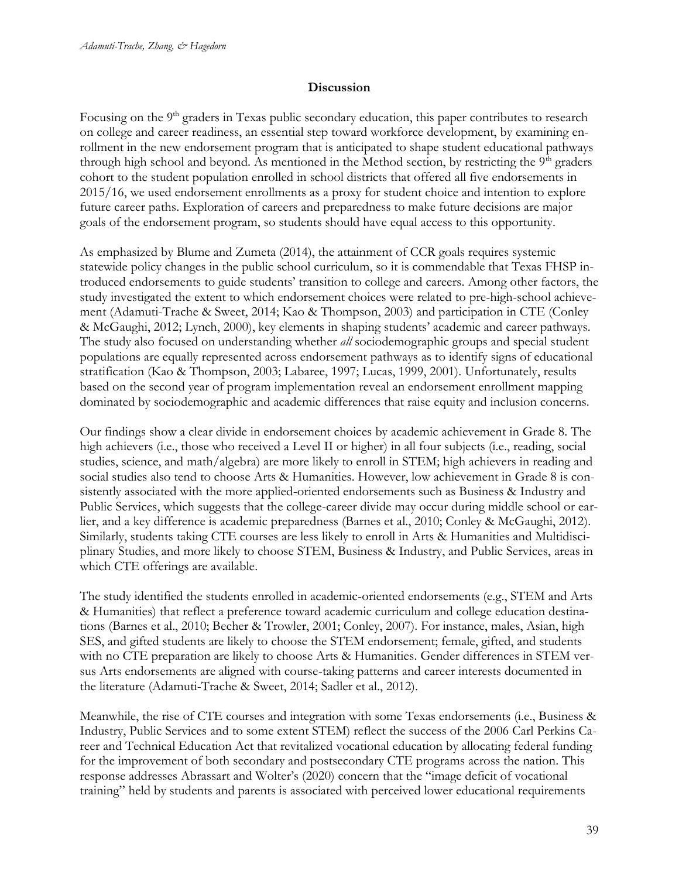## Discussion

Focusing on the 9th graders in Texas public secondary education, this paper contributes to research on college and career readiness, an essential step toward workforce development, by examining enrollment in the new endorsement program that is anticipated to shape student educational pathways through high school and beyond. As mentioned in the Method section, by restricting the 9th graders cohort to the student population enrolled in school districts that offered all five endorsements in 2015/16, we used endorsement enrollments as a proxy for student choice and intention to explore future career paths. Exploration of careers and preparedness to make future decisions are major goals of the endorsement program, so students should have equal access to this opportunity.

As emphasized by Blume and Zumeta (2014), the attainment of CCR goals requires systemic statewide policy changes in the public school curriculum, so it is commendable that Texas FHSP introduced endorsements to guide students' transition to college and careers. Among other factors, the study investigated the extent to which endorsement choices were related to pre-high-school achievement (Adamuti-Trache & Sweet, 2014; Kao & Thompson, 2003) and participation in CTE (Conley & McGaughi, 2012; Lynch, 2000), key elements in shaping students' academic and career pathways. The study also focused on understanding whether *all* sociodemographic groups and special student populations are equally represented across endorsement pathways as to identify signs of educational stratification (Kao & Thompson, 2003; Labaree, 1997; Lucas, 1999, 2001). Unfortunately, results based on the second year of program implementation reveal an endorsement enrollment mapping dominated by sociodemographic and academic differences that raise equity and inclusion concerns.

Our findings show a clear divide in endorsement choices by academic achievement in Grade 8. The high achievers (i.e., those who received a Level II or higher) in all four subjects (i.e., reading, social studies, science, and math/algebra) are more likely to enroll in STEM; high achievers in reading and social studies also tend to choose Arts & Humanities. However, low achievement in Grade 8 is consistently associated with the more applied-oriented endorsements such as Business & Industry and Public Services, which suggests that the college-career divide may occur during middle school or earlier, and a key difference is academic preparedness (Barnes et al., 2010; Conley & McGaughi, 2012). Similarly, students taking CTE courses are less likely to enroll in Arts & Humanities and Multidisciplinary Studies, and more likely to choose STEM, Business & Industry, and Public Services, areas in which CTE offerings are available.

The study identified the students enrolled in academic-oriented endorsements (e.g., STEM and Arts & Humanities) that reflect a preference toward academic curriculum and college education destinations (Barnes et al., 2010; Becher & Trowler, 2001; Conley, 2007). For instance, males, Asian, high SES, and gifted students are likely to choose the STEM endorsement; female, gifted, and students with no CTE preparation are likely to choose Arts & Humanities. Gender differences in STEM versus Arts endorsements are aligned with course-taking patterns and career interests documented in the literature (Adamuti-Trache & Sweet, 2014; Sadler et al., 2012).

Meanwhile, the rise of CTE courses and integration with some Texas endorsements (i.e., Business & Industry, Public Services and to some extent STEM) reflect the success of the 2006 Carl Perkins Career and Technical Education Act that revitalized vocational education by allocating federal funding for the improvement of both secondary and postsecondary CTE programs across the nation. This response addresses Abrassart and Wolter's (2020) concern that the "image deficit of vocational training" held by students and parents is associated with perceived lower educational requirements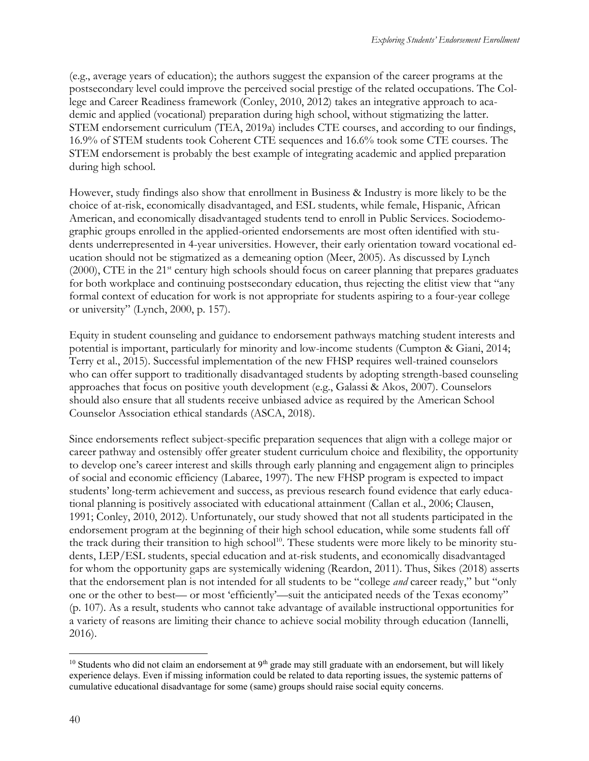(e.g., average years of education); the authors suggest the expansion of the career programs at the postsecondary level could improve the perceived social prestige of the related occupations. The College and Career Readiness framework (Conley, 2010, 2012) takes an integrative approach to academic and applied (vocational) preparation during high school, without stigmatizing the latter. STEM endorsement curriculum (TEA, 2019a) includes CTE courses, and according to our findings, 16.9% of STEM students took Coherent CTE sequences and 16.6% took some CTE courses. The STEM endorsement is probably the best example of integrating academic and applied preparation during high school.

However, study findings also show that enrollment in Business & Industry is more likely to be the choice of at-risk, economically disadvantaged, and ESL students, while female, Hispanic, African American, and economically disadvantaged students tend to enroll in Public Services. Sociodemographic groups enrolled in the applied-oriented endorsements are most often identified with students underrepresented in 4-year universities. However, their early orientation toward vocational education should not be stigmatized as a demeaning option (Meer, 2005). As discussed by Lynch (2000), CTE in the 21st century high schools should focus on career planning that prepares graduates for both workplace and continuing postsecondary education, thus rejecting the elitist view that "any formal context of education for work is not appropriate for students aspiring to a four-year college or university" (Lynch, 2000, p. 157).

Equity in student counseling and guidance to endorsement pathways matching student interests and potential is important, particularly for minority and low-income students (Cumpton & Giani, 2014; Terry et al., 2015). Successful implementation of the new FHSP requires well-trained counselors who can offer support to traditionally disadvantaged students by adopting strength-based counseling approaches that focus on positive youth development (e.g., Galassi & Akos, 2007). Counselors should also ensure that all students receive unbiased advice as required by the American School Counselor Association ethical standards (ASCA, 2018).

Since endorsements reflect subject-specific preparation sequences that align with a college major or career pathway and ostensibly offer greater student curriculum choice and flexibility, the opportunity to develop one's career interest and skills through early planning and engagement align to principles of social and economic efficiency (Labaree, 1997). The new FHSP program is expected to impact students' long-term achievement and success, as previous research found evidence that early educational planning is positively associated with educational attainment (Callan et al., 2006; Clausen, 1991; Conley, 2010, 2012). Unfortunately, our study showed that not all students participated in the endorsement program at the beginning of their high school education, while some students fall off the track during their transition to high school[10]. These students were more likely to be minority students, LEP/ESL students, special education and at-risk students, and economically disadvantaged for whom the opportunity gaps are systemically widening (Reardon, 2011). Thus, Sikes (2018) asserts that the endorsement plan is not intended for all students to be "college *and* career ready," but "only one or the other to best— or most 'efficiently'—suit the anticipated needs of the Texas economy" (p. 107). As a result, students who cannot take advantage of available instructional opportunities for a variety of reasons are limiting their chance to achieve social mobility through education (Iannelli, 2016).

[10] Students who did not claim an endorsement at 9th grade may still graduate with an endorsement, but will likely experience delays. Even if missing information could be related to data reporting issues, the systemic patterns of cumulative educational disadvantage for some (same) groups should raise social equity concerns.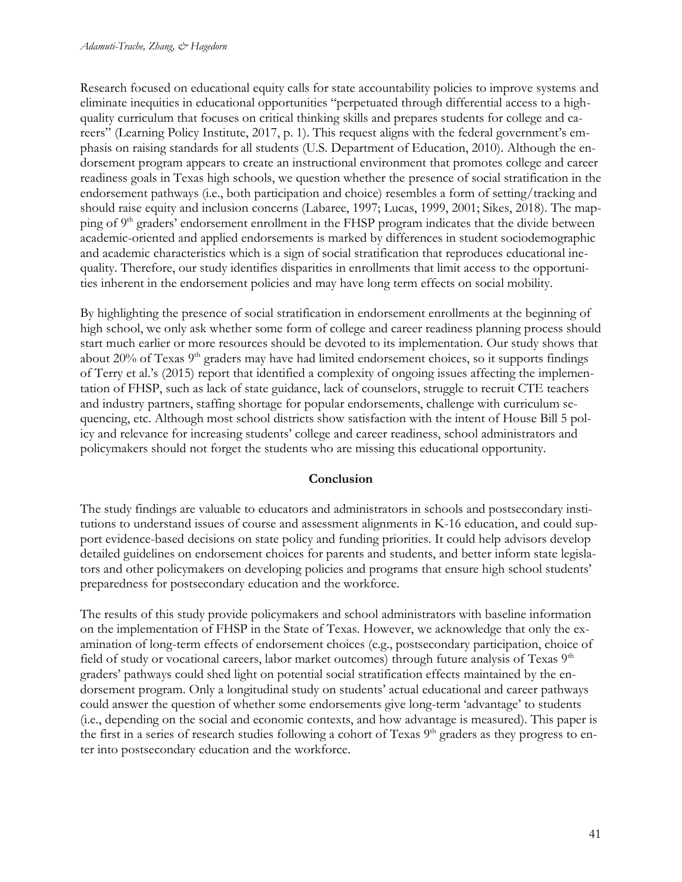Research focused on educational equity calls for state accountability policies to improve systems and eliminate inequities in educational opportunities "perpetuated through differential access to a high-quality curriculum that focuses on critical thinking skills and prepares students for college and careers" (Learning Policy Institute, 2017, p. 1). This request aligns with the federal government's emphasis on raising standards for all students (U.S. Department of Education, 2010). Although the endorsement program appears to create an instructional environment that promotes college and career readiness goals in Texas high schools, we question whether the presence of social stratification in the endorsement pathways (i.e., both participation and choice) resembles a form of setting/tracking and should raise equity and inclusion concerns (Labaree, 1997; Lucas, 1999, 2001; Sikes, 2018). The mapping of 9th graders' endorsement enrollment in the FHSP program indicates that the divide between academic-oriented and applied endorsements is marked by differences in student sociodemographic and academic characteristics which is a sign of social stratification that reproduces educational inequality. Therefore, our study identifies disparities in enrollments that limit access to the opportunities inherent in the endorsement policies and may have long term effects on social mobility.

By highlighting the presence of social stratification in endorsement enrollments at the beginning of high school, we only ask whether some form of college and career readiness planning process should start much earlier or more resources should be devoted to its implementation. Our study shows that about 20% of Texas 9th graders may have had limited endorsement choices, so it supports findings of Terry et al.'s (2015) report that identified a complexity of ongoing issues affecting the implementation of FHSP, such as lack of state guidance, lack of counselors, struggle to recruit CTE teachers and industry partners, staffing shortage for popular endorsements, challenge with curriculum sequencing, etc. Although most school districts show satisfaction with the intent of House Bill 5 policy and relevance for increasing students' college and career readiness, school administrators and policymakers should not forget the students who are missing this educational opportunity.

## Conclusion

The study findings are valuable to educators and administrators in schools and postsecondary institutions to understand issues of course and assessment alignments in K-16 education, and could support evidence-based decisions on state policy and funding priorities. It could help advisors develop detailed guidelines on endorsement choices for parents and students, and better inform state legislators and other policymakers on developing policies and programs that ensure high school students' preparedness for postsecondary education and the workforce.

The results of this study provide policymakers and school administrators with baseline information on the implementation of FHSP in the State of Texas. However, we acknowledge that only the examination of long-term effects of endorsement choices (e.g., postsecondary participation, choice of field of study or vocational careers, labor market outcomes) through future analysis of Texas 9th graders' pathways could shed light on potential social stratification effects maintained by the endorsement program. Only a longitudinal study on students' actual educational and career pathways could answer the question of whether some endorsements give long-term 'advantage' to students (i.e., depending on the social and economic contexts, and how advantage is measured). This paper is the first in a series of research studies following a cohort of Texas 9th graders as they progress to enter into postsecondary education and the workforce.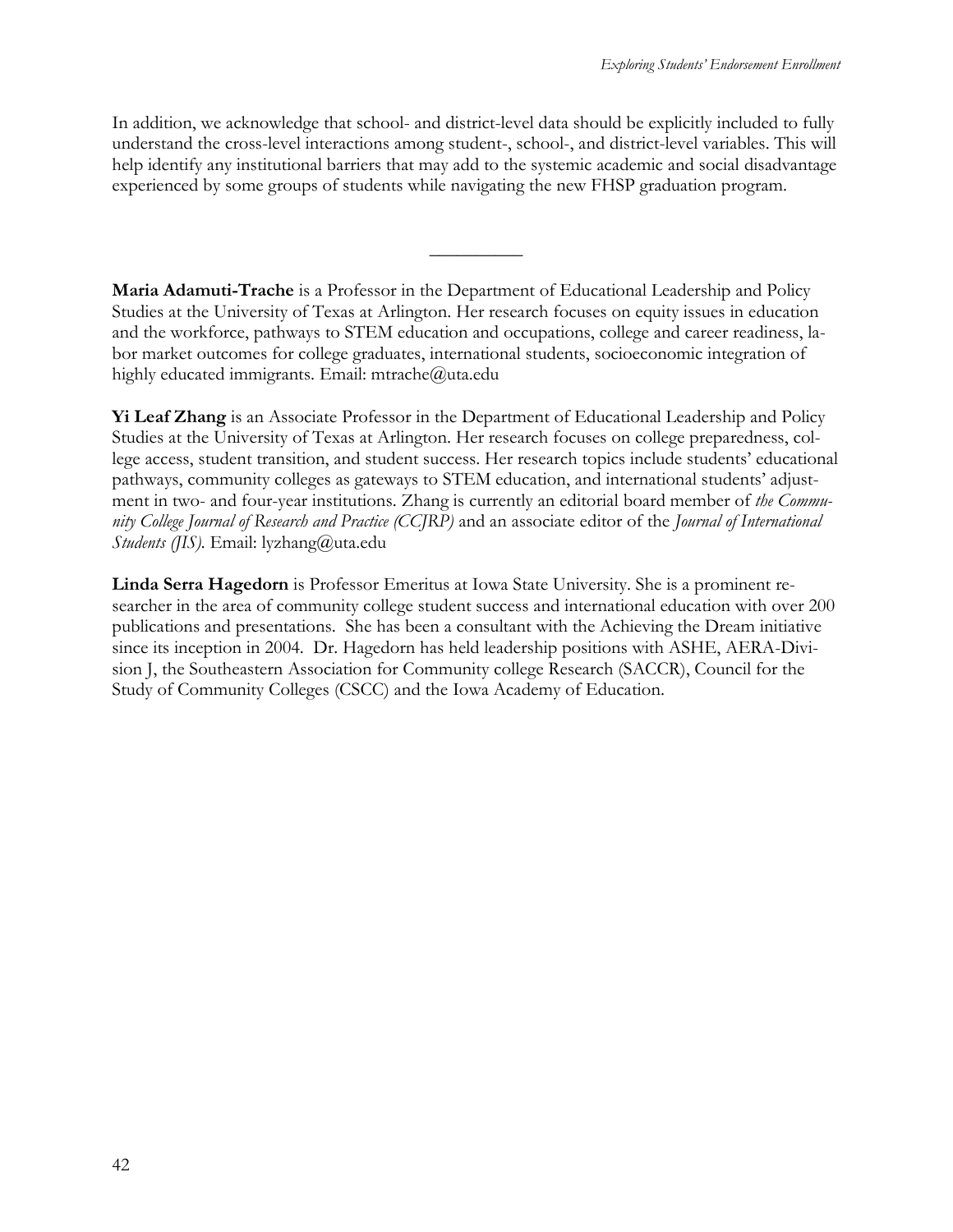In addition, we acknowledge that school- and district-level data should be explicitly included to fully understand the cross-level interactions among student-, school-, and district-level variables. This will help identify any institutional barriers that may add to the systemic academic and social disadvantage experienced by some groups of students while navigating the new FHSP graduation program.

---

**Maria Adamuti-Trache** is a Professor in the Department of Educational Leadership and Policy Studies at the University of Texas at Arlington. Her research focuses on equity issues in education and the workforce, pathways to STEM education and occupations, college and career readiness, labor market outcomes for college graduates, international students, socioeconomic integration of highly educated immigrants. Email: mtrache@uta.edu

**Yi Leaf Zhang** is an Associate Professor in the Department of Educational Leadership and Policy Studies at the University of Texas at Arlington. Her research focuses on college preparedness, college access, student transition, and student success. Her research topics include students' educational pathways, community colleges as gateways to STEM education, and international students' adjustment in two- and four-year institutions. Zhang is currently an editorial board member of *the Community College Journal of Research and Practice (CCJRP)* and an associate editor of the *Journal of International Students (JIS)*. Email: lyzhang@uta.edu

**Linda Serra Hagedorn** is Professor Emeritus at Iowa State University. She is a prominent researcher in the area of community college student success and international education with over 200 publications and presentations. She has been a consultant with the Achieving the Dream initiative since its inception in 2004. Dr. Hagedorn has held leadership positions with ASHE, AERA-Division J, the Southeastern Association for Community college Research (SACCR), Council for the Study of Community Colleges (CSCC) and the Iowa Academy of Education.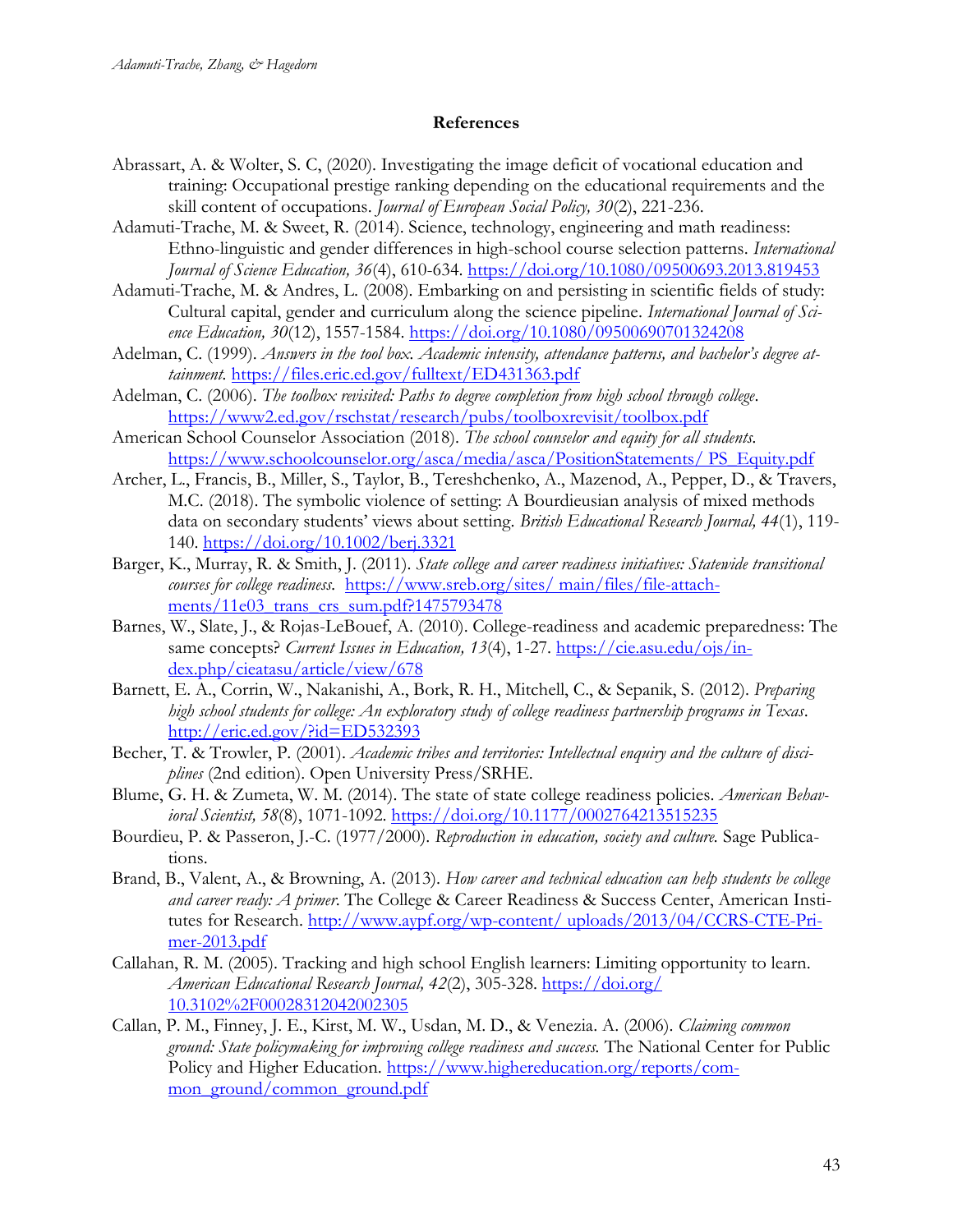## References

Abrassart, A. & Wolter, S. C, (2020). Investigating the image deficit of vocational education and training: Occupational prestige ranking depending on the educational requirements and the skill content of occupations. *Journal of European Social Policy, 30*(2), 221-236.

Adamuti-Trache, M. & Sweet, R. (2014). Science, technology, engineering and math readiness: Ethno-linguistic and gender differences in high-school course selection patterns. *International Journal of Science Education, 36*(4), 610-634. https://doi.org/10.1080/09500693.2013.819453

Adamuti-Trache, M. & Andres, L. (2008). Embarking on and persisting in scientific fields of study: Cultural capital, gender and curriculum along the science pipeline. *International Journal of Science Education, 30*(12), 1557-1584. https://doi.org/10.1080/09500690701324208

Adelman, C. (1999). *Answers in the tool box. Academic intensity, attendance patterns, and bachelor's degree attainment.* https://files.eric.ed.gov/fulltext/ED431363.pdf

Adelman, C. (2006). *The toolbox revisited: Paths to degree completion from high school through college*. https://www2.ed.gov/rschstat/research/pubs/toolboxrevisit/toolbox.pdf

American School Counselor Association (2018). *The school counselor and equity for all students.* https://www.schoolcounselor.org/asca/media/asca/PositionStatements/ PS_Equity.pdf

Archer, L., Francis, B., Miller, S., Taylor, B., Tereshchenko, A., Mazenod, A., Pepper, D., & Travers, M.C. (2018). The symbolic violence of setting: A Bourdieusian analysis of mixed methods data on secondary students' views about setting. *British Educational Research Journal, 44*(1), 119-140. https://doi.org/10.1002/berj.3321

Barger, K., Murray, R. & Smith, J. (2011). *State college and career readiness initiatives: Statewide transitional courses for college readiness.* https://www.sreb.org/sites/ main/files/file-attachments/11e03_trans_crs_sum.pdf?1475793478

Barnes, W., Slate, J., & Rojas-LeBouef, A. (2010). College-readiness and academic preparedness: The same concepts? *Current Issues in Education, 13*(4), 1-27. https://cie.asu.edu/ojs/index.php/cieatasu/article/view/678

Barnett, E. A., Corrin, W., Nakanishi, A., Bork, R. H., Mitchell, C., & Sepanik, S. (2012). *Preparing high school students for college: An exploratory study of college readiness partnership programs in Texas*. http://eric.ed.gov/?id=ED532393

Becher, T. & Trowler, P. (2001). *Academic tribes and territories: Intellectual enquiry and the culture of disciplines* (2nd edition). Open University Press/SRHE.

Blume, G. H. & Zumeta, W. M. (2014). The state of state college readiness policies. *American Behavioral Scientist, 58*(8), 1071-1092. https://doi.org/10.1177/0002764213515235

Bourdieu, P. & Passeron, J.-C. (1977/2000). *Reproduction in education, society and culture.* Sage Publications.

Brand, B., Valent, A., & Browning, A. (2013). *How career and technical education can help students be college and career ready: A primer.* The College & Career Readiness & Success Center, American Institutes for Research. http://www.aypf.org/wp-content/ uploads/2013/04/CCRS-CTE-Primer-2013.pdf

Callahan, R. M. (2005). Tracking and high school English learners: Limiting opportunity to learn. *American Educational Research Journal, 42*(2), 305-328. https://doi.org/ 10.3102%2F00028312042002305

Callan, P. M., Finney, J. E., Kirst, M. W., Usdan, M. D., & Venezia. A. (2006). *Claiming common ground: State policymaking for improving college readiness and success.* The National Center for Public Policy and Higher Education. https://www.highereducation.org/reports/common_ground/common_ground.pdf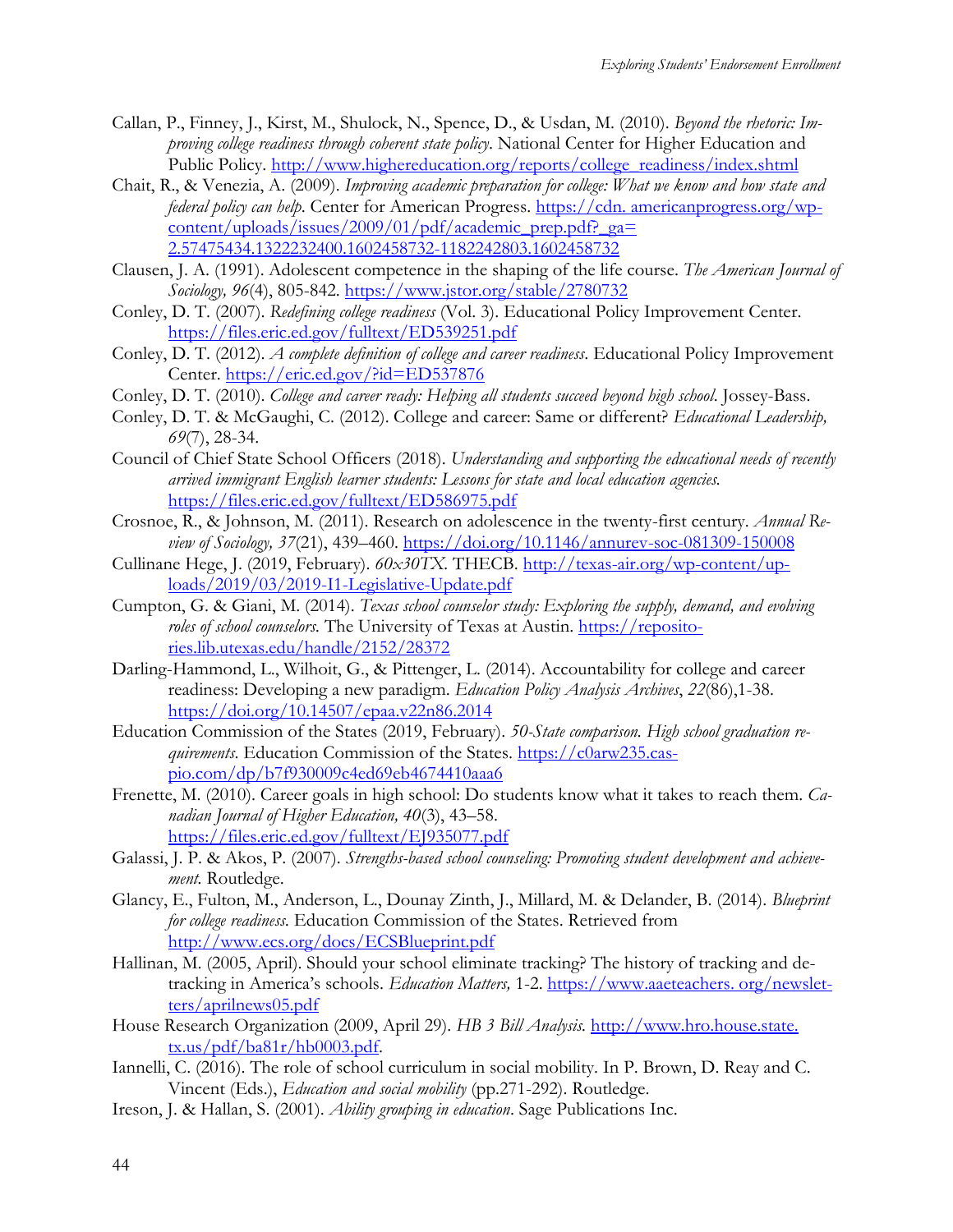Callan, P., Finney, J., Kirst, M., Shulock, N., Spence, D., & Usdan, M. (2010). *Beyond the rhetoric: Improving college readiness through coherent state policy*. National Center for Higher Education and Public Policy. http://www.highereducation.org/reports/college_readiness/index.shtml

Chait, R., & Venezia, A. (2009). *Improving academic preparation for college: What we know and how state and federal policy can help*. Center for American Progress. https://cdn. americanprogress.org/wp-content/uploads/issues/2009/01/pdf/academic_prep.pdf?_ga= 2.57475434.1322232400.1602458732-1182242803.1602458732

Clausen, J. A. (1991). Adolescent competence in the shaping of the life course. *The American Journal of Sociology, 96*(4), 805-842. https://www.jstor.org/stable/2780732

Conley, D. T. (2007). *Redefining college readiness* (Vol. 3). Educational Policy Improvement Center. https://files.eric.ed.gov/fulltext/ED539251.pdf

Conley, D. T. (2012). *A complete definition of college and career readiness*. Educational Policy Improvement Center. https://eric.ed.gov/?id=ED537876

Conley, D. T. (2010). *College and career ready: Helping all students succeed beyond high school*. Jossey-Bass.

Conley, D. T. & McGaughi, C. (2012). College and career: Same or different? *Educational Leadership, 69*(7), 28-34.

Council of Chief State School Officers (2018). *Understanding and supporting the educational needs of recently arrived immigrant English learner students: Lessons for state and local education agencies.* https://files.eric.ed.gov/fulltext/ED586975.pdf

Crosnoe, R., & Johnson, M. (2011). Research on adolescence in the twenty-first century. *Annual Review of Sociology, 37*(21), 439–460. https://doi.org/10.1146/annurev-soc-081309-150008

Cullinane Hege, J. (2019, February). *60x30TX*. THECB. http://texas-air.org/wp-content/uploads/2019/03/2019-I1-Legislative-Update.pdf

Cumpton, G. & Giani, M. (2014). *Texas school counselor study: Exploring the supply, demand, and evolving roles of school counselors*. The University of Texas at Austin. https://repositories.lib.utexas.edu/handle/2152/28372

Darling-Hammond, L., Wilhoit, G., & Pittenger, L. (2014). Accountability for college and career readiness: Developing a new paradigm. *Education Policy Analysis Archives*, *22*(86),1-38. https://doi.org/10.14507/epaa.v22n86.2014

Education Commission of the States (2019, February). *50-State comparison. High school graduation requirements*. Education Commission of the States. https://c0arw235.caspio.com/dp/b7f930009c4ed69eb4674410aaa6

Frenette, M. (2010). Career goals in high school: Do students know what it takes to reach them. *Canadian Journal of Higher Education, 40*(3), 43–58. https://files.eric.ed.gov/fulltext/EJ935077.pdf

Galassi, J. P. & Akos, P. (2007). *Strengths-based school counseling: Promoting student development and achievement.* Routledge.

Glancy, E., Fulton, M., Anderson, L., Dounay Zinth, J., Millard, M. & Delander, B. (2014). *Blueprint for college readiness.* Education Commission of the States. Retrieved from http://www.ecs.org/docs/ECSBlueprint.pdf

Hallinan, M. (2005, April). Should your school eliminate tracking? The history of tracking and detracking in America's schools. *Education Matters,* 1-2. https://www.aaeteachers. org/newsletters/aprilnews05.pdf

House Research Organization (2009, April 29). *HB 3 Bill Analysis.* http://www.hro.house.state.tx.us/pdf/ba81r/hb0003.pdf.

Iannelli, C. (2016). The role of school curriculum in social mobility. In P. Brown, D. Reay and C. Vincent (Eds.), *Education and social mobility* (pp.271-292). Routledge.

Ireson, J. & Hallan, S. (2001). *Ability grouping in education*. Sage Publications Inc.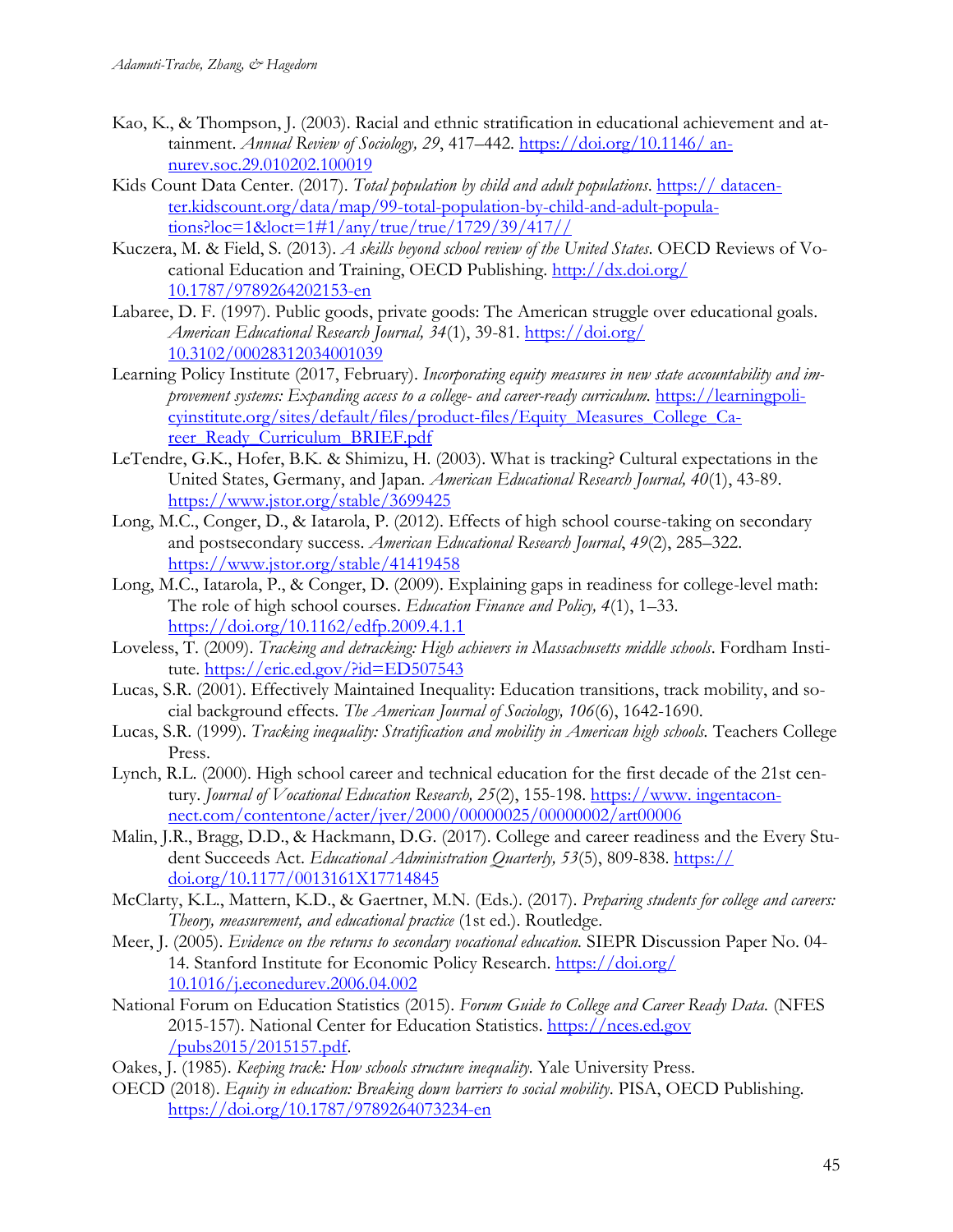Kao, K., & Thompson, J. (2003). Racial and ethnic stratification in educational achievement and attainment. *Annual Review of Sociology, 29*, 417–442. https://doi.org/10.1146/annurev.soc.29.010202.100019

Kids Count Data Center. (2017). *Total population by child and adult populations*. https://datacenter.kidscount.org/data/map/99-total-population-by-child-and-adult-populations?loc=1&loct=1#1/any/true/true/1729/39/417//

Kuczera, M. & Field, S. (2013). *A skills beyond school review of the United States*. OECD Reviews of Vocational Education and Training, OECD Publishing. http://dx.doi.org/10.1787/9789264202153-en

Labaree, D. F. (1997). Public goods, private goods: The American struggle over educational goals. *American Educational Research Journal, 34*(1), 39-81. https://doi.org/10.3102/00028312034001039

Learning Policy Institute (2017, February). *Incorporating equity measures in new state accountability and improvement systems: Expanding access to a college- and career-ready curriculum.* https://learningpolicyinstitute.org/sites/default/files/product-files/Equity_Measures_College_Career_Ready_Curriculum_BRIEF.pdf

LeTendre, G.K., Hofer, B.K. & Shimizu, H. (2003). What is tracking? Cultural expectations in the United States, Germany, and Japan. *American Educational Research Journal, 40*(1), 43-89. https://www.jstor.org/stable/3699425

Long, M.C., Conger, D., & Iatarola, P. (2012). Effects of high school course-taking on secondary and postsecondary success. *American Educational Research Journal*, *49*(2), 285–322. https://www.jstor.org/stable/41419458

Long, M.C., Iatarola, P., & Conger, D. (2009). Explaining gaps in readiness for college-level math: The role of high school courses. *Education Finance and Policy, 4*(1), 1–33. https://doi.org/10.1162/edfp.2009.4.1.1

Loveless, T. (2009). *Tracking and detracking: High achievers in Massachusetts middle schools*. Fordham Institute. https://eric.ed.gov/?id=ED507543

Lucas, S.R. (2001). Effectively Maintained Inequality: Education transitions, track mobility, and social background effects. *The American Journal of Sociology, 106*(6), 1642-1690.

Lucas, S.R. (1999). *Tracking inequality: Stratification and mobility in American high schools.* Teachers College Press.

Lynch, R.L. (2000). High school career and technical education for the first decade of the 21st century. *Journal of Vocational Education Research, 25*(2), 155-198. https://www.ingentaconnect.com/contentone/acter/jver/2000/00000025/00000002/art00006

Malin, J.R., Bragg, D.D., & Hackmann, D.G. (2017). College and career readiness and the Every Student Succeeds Act. *Educational Administration Quarterly, 53*(5), 809-838. https://doi.org/10.1177/0013161X17714845

McClarty, K.L., Mattern, K.D., & Gaertner, M.N. (Eds.). (2017). *Preparing students for college and careers: Theory, measurement, and educational practice* (1st ed.). Routledge.

Meer, J. (2005). *Evidence on the returns to secondary vocational education.* SIEPR Discussion Paper No. 04-14. Stanford Institute for Economic Policy Research. https://doi.org/10.1016/j.econedurev.2006.04.002

National Forum on Education Statistics (2015). *Forum Guide to College and Career Ready Data.* (NFES 2015-157). National Center for Education Statistics. https://nces.ed.gov/pubs2015/2015157.pdf.

Oakes, J. (1985). *Keeping track: How schools structure inequality.* Yale University Press.

OECD (2018). *Equity in education: Breaking down barriers to social mobility*. PISA, OECD Publishing. https://doi.org/10.1787/9789264073234-en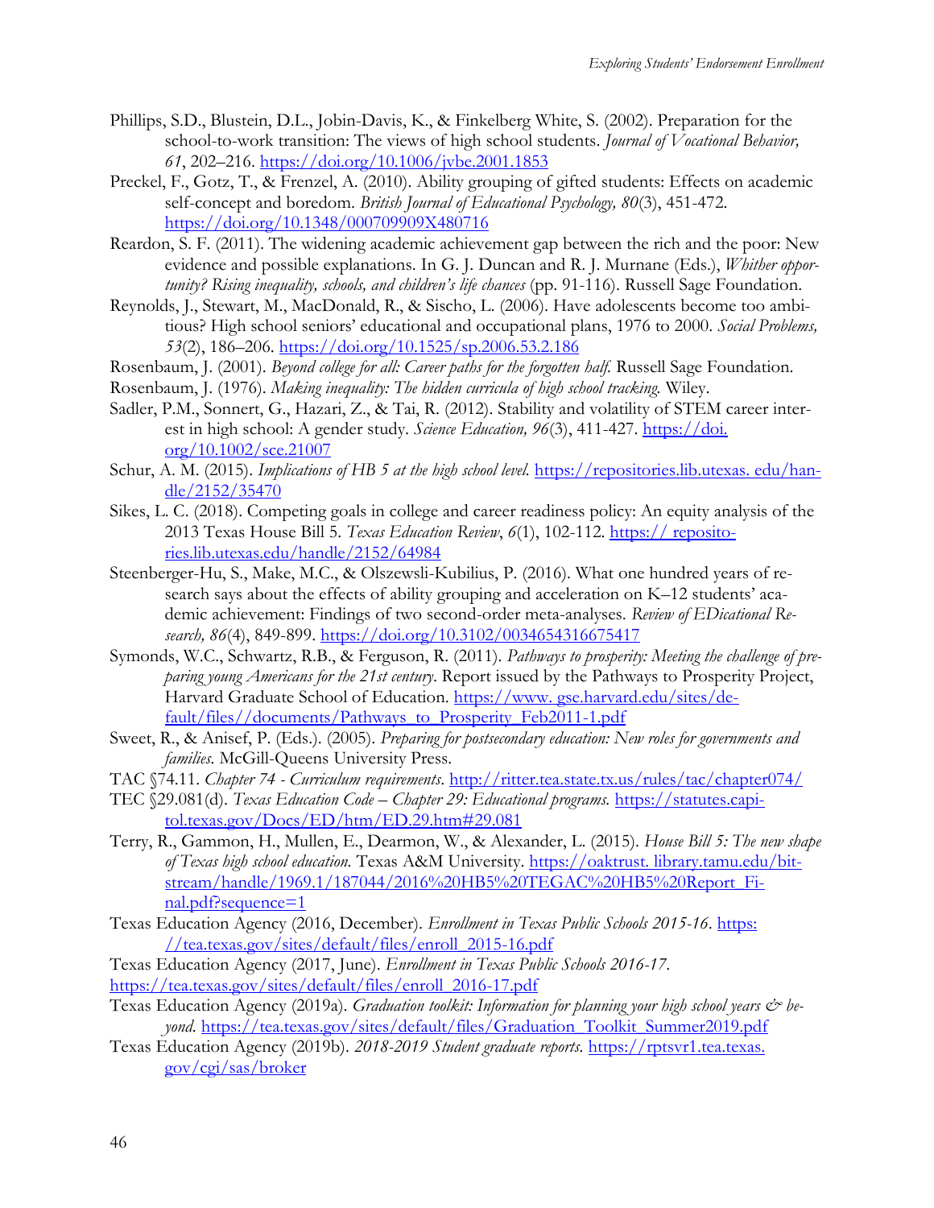Phillips, S.D., Blustein, D.L., Jobin-Davis, K., & Finkelberg White, S. (2002). Preparation for the school-to-work transition: The views of high school students. *Journal of Vocational Behavior, 61*, 202–216. https://doi.org/10.1006/jvbe.2001.1853

Preckel, F., Gotz, T., & Frenzel, A. (2010). Ability grouping of gifted students: Effects on academic self-concept and boredom. *British Journal of Educational Psychology, 80*(3), 451-472. https://doi.org/10.1348/000709909X480716

Reardon, S. F. (2011). The widening academic achievement gap between the rich and the poor: New evidence and possible explanations. In G. J. Duncan and R. J. Murnane (Eds.), *Whither opportunity? Rising inequality, schools, and children's life chances* (pp. 91-116). Russell Sage Foundation.

Reynolds, J., Stewart, M., MacDonald, R., & Sischo, L. (2006). Have adolescents become too ambitious? High school seniors' educational and occupational plans, 1976 to 2000. *Social Problems, 53*(2), 186–206. https://doi.org/10.1525/sp.2006.53.2.186

Rosenbaum, J. (2001). *Beyond college for all: Career paths for the forgotten half.* Russell Sage Foundation.

Rosenbaum, J. (1976). *Making inequality: The hidden curricula of high school tracking.* Wiley.

Sadler, P.M., Sonnert, G., Hazari, Z., & Tai, R. (2012). Stability and volatility of STEM career interest in high school: A gender study. *Science Education, 96*(3), 411-427. https://doi.org/10.1002/sce.21007

Schur, A. M. (2015). *Implications of HB 5 at the high school level.* https://repositories.lib.utexas.edu/handle/2152/35470

Sikes, L. C. (2018). Competing goals in college and career readiness policy: An equity analysis of the 2013 Texas House Bill 5. *Texas Education Review*, *6*(1), 102-112. https://repositories.lib.utexas.edu/handle/2152/64984

Steenberger-Hu, S., Make, M.C., & Olszewsli-Kubilius, P. (2016). What one hundred years of research says about the effects of ability grouping and acceleration on K–12 students' academic achievement: Findings of two second-order meta-analyses. *Review of EDicational Research, 86*(4), 849-899. https://doi.org/10.3102/0034654316675417

Symonds, W.C., Schwartz, R.B., & Ferguson, R. (2011). *Pathways to prosperity: Meeting the challenge of preparing young Americans for the 21st century*. Report issued by the Pathways to Prosperity Project, Harvard Graduate School of Education. https://www.gse.harvard.edu/sites/default/files//documents/Pathways_to_Prosperity_Feb2011-1.pdf

Sweet, R., & Anisef, P. (Eds.). (2005). *Preparing for postsecondary education: New roles for governments and families.* McGill-Queens University Press.

TAC §74.11. *Chapter 74 - Curriculum requirements*. http://ritter.tea.state.tx.us/rules/tac/chapter074/

TEC §29.081(d). *Texas Education Code – Chapter 29: Educational programs.* https://statutes.capitol.texas.gov/Docs/ED/htm/ED.29.htm#29.081

Terry, R., Gammon, H., Mullen, E., Dearmon, W., & Alexander, L. (2015). *House Bill 5: The new shape of Texas high school education.* Texas A&M University. https://oaktrust.library.tamu.edu/bitstream/handle/1969.1/187044/2016%20HB5%20TEGAC%20HB5%20Report_Final.pdf?sequence=1

Texas Education Agency (2016, December). *Enrollment in Texas Public Schools 2015-16*. https://tea.texas.gov/sites/default/files/enroll_2015-16.pdf

Texas Education Agency (2017, June). *Enrollment in Texas Public Schools 2016-17*. https://tea.texas.gov/sites/default/files/enroll_2016-17.pdf

Texas Education Agency (2019a). *Graduation toolkit: Information for planning your high school years & beyond.* https://tea.texas.gov/sites/default/files/Graduation_Toolkit_Summer2019.pdf

Texas Education Agency (2019b). *2018-2019 Student graduate reports*. https://rptsvr1.tea.texas.gov/cgi/sas/broker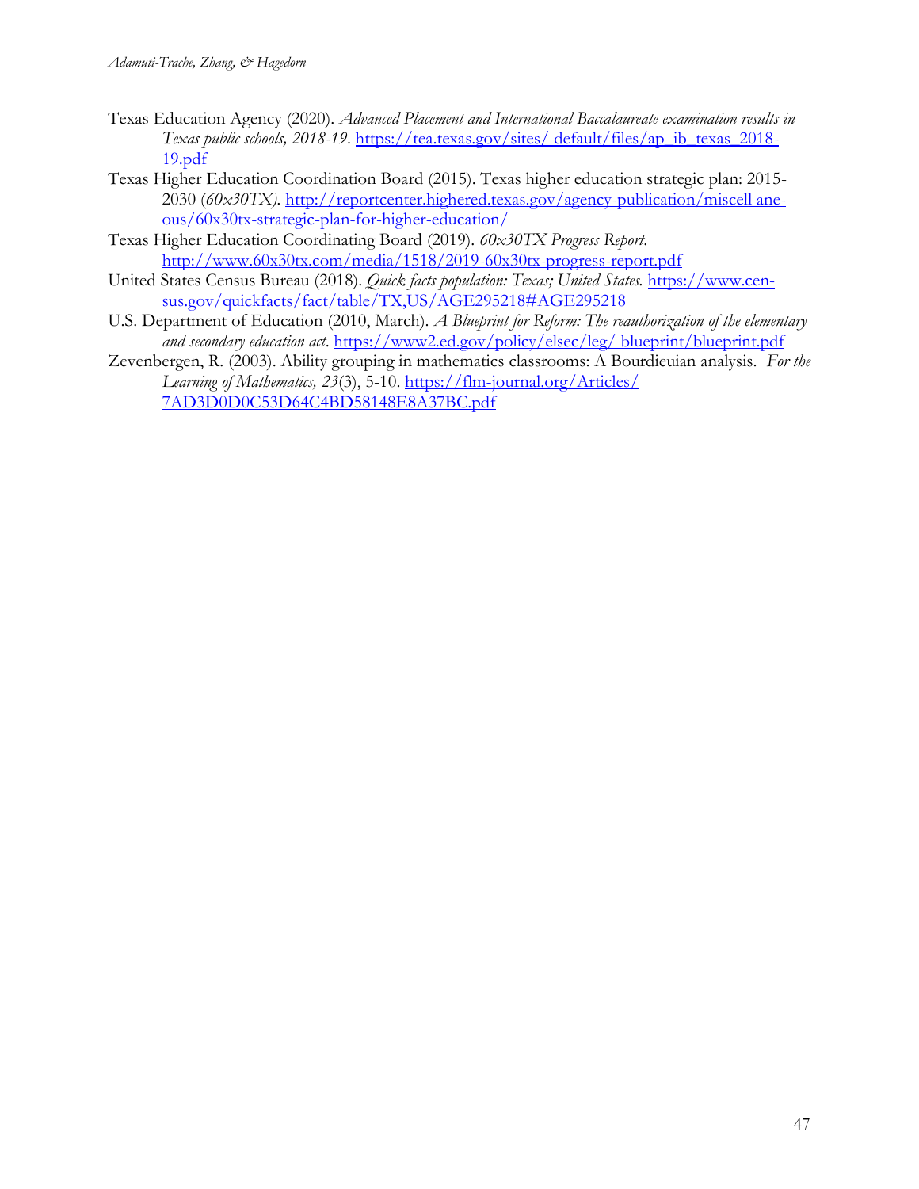Texas Education Agency (2020). *Advanced Placement and International Baccalaureate examination results in Texas public schools, 2018-19*. https://tea.texas.gov/sites/ default/files/ap_ib_texas_2018-19.pdf

Texas Higher Education Coordination Board (2015). Texas higher education strategic plan: 2015-2030 (*60x30TX*). http://reportcenter.highered.texas.gov/agency-publication/miscell aneous/60x30tx-strategic-plan-for-higher-education/

Texas Higher Education Coordinating Board (2019). *60x30TX Progress Report*. http://www.60x30tx.com/media/1518/2019-60x30tx-progress-report.pdf

United States Census Bureau (2018). *Quick facts population: Texas; United States.* https://www.census.gov/quickfacts/fact/table/TX,US/AGE295218#AGE295218

U.S. Department of Education (2010, March). *A Blueprint for Reform: The reauthorization of the elementary and secondary education act*. https://www2.ed.gov/policy/elsec/leg/ blueprint/blueprint.pdf

Zevenbergen, R. (2003). Ability grouping in mathematics classrooms: A Bourdieuian analysis. *For the Learning of Mathematics, 23*(3), 5-10. https://flm-journal.org/Articles/ 7AD3D0D0C53D64C4BD58148E8A37BC.pdf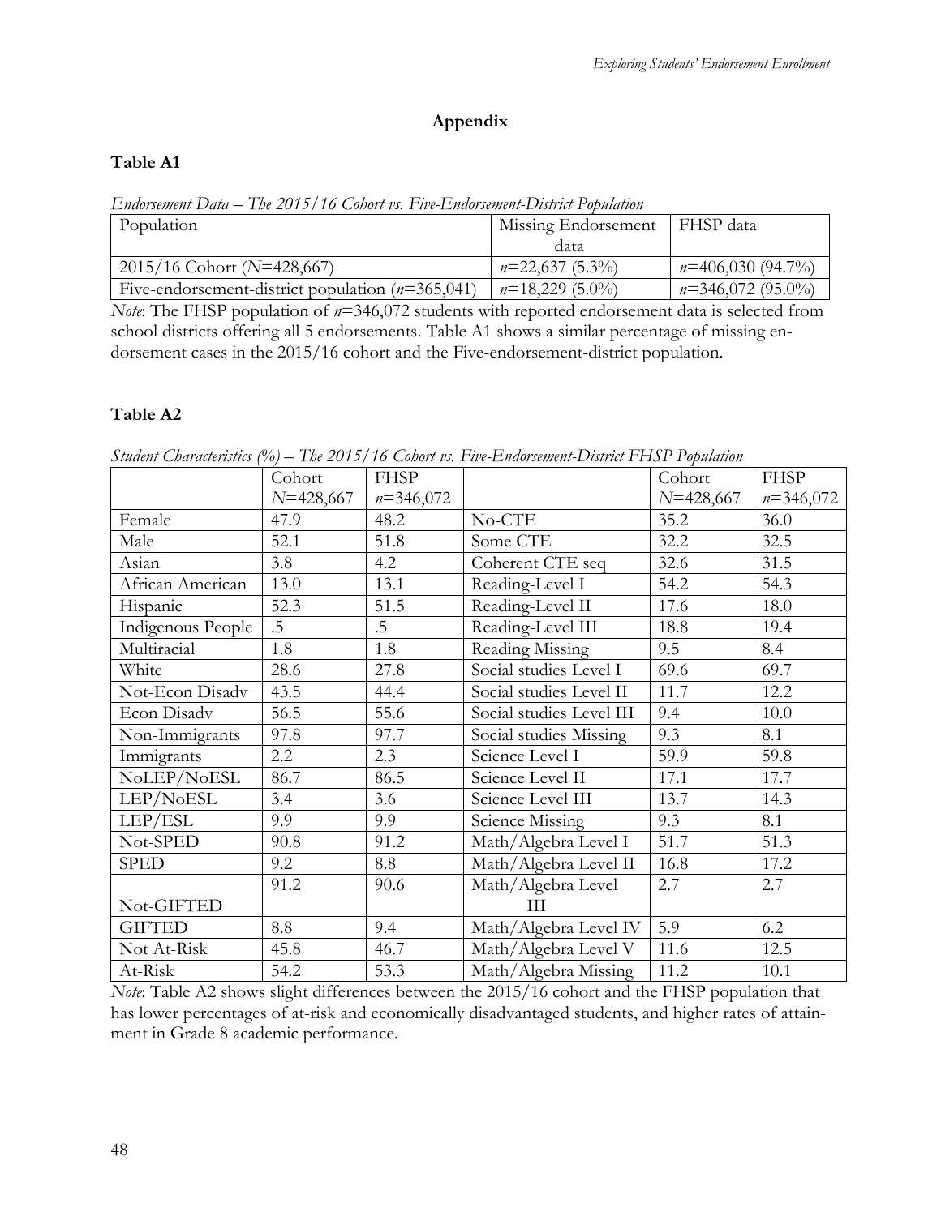# Appendix

## Table A1

*Endorsement Data – The 2015/16 Cohort vs. Five-Endorsement-District Population*

| Population | Missing Endorsement data | FHSP data |
|---|---|---|
| 2015/16 Cohort (*N*=428,667) | *n*=22,637 (5.3%) | *n*=406,030 (94.7%) |
| Five-endorsement-district population (*n*=365,041) | *n*=18,229 (5.0%) | *n*=346,072 (95.0%) |

*Note*: The FHSP population of *n*=346,072 students with reported endorsement data is selected from school districts offering all 5 endorsements. Table A1 shows a similar percentage of missing endorsement cases in the 2015/16 cohort and the Five-endorsement-district population.

## Table A2

*Student Characteristics (%) – The 2015/16 Cohort vs. Five-Endorsement-District FHSP Population*

| | Cohort *N*=428,667 | FHSP *n*=346,072 | | Cohort *N*=428,667 | FHSP *n*=346,072 |
|---|---|---|---|---|---|
| Female | 47.9 | 48.2 | No-CTE | 35.2 | 36.0 |
| Male | 52.1 | 51.8 | Some CTE | 32.2 | 32.5 |
| Asian | 3.8 | 4.2 | Coherent CTE seq | 32.6 | 31.5 |
| African American | 13.0 | 13.1 | Reading-Level I | 54.2 | 54.3 |
| Hispanic | 52.3 | 51.5 | Reading-Level II | 17.6 | 18.0 |
| Indigenous People | .5 | .5 | Reading-Level III | 18.8 | 19.4 |
| Multiracial | 1.8 | 1.8 | Reading Missing | 9.5 | 8.4 |
| White | 28.6 | 27.8 | Social studies Level I | 69.6 | 69.7 |
| Not-Econ Disadv | 43.5 | 44.4 | Social studies Level II | 11.7 | 12.2 |
| Econ Disadv | 56.5 | 55.6 | Social studies Level III | 9.4 | 10.0 |
| Non-Immigrants | 97.8 | 97.7 | Social studies Missing | 9.3 | 8.1 |
| Immigrants | 2.2 | 2.3 | Science Level I | 59.9 | 59.8 |
| NoLEP/NoESL | 86.7 | 86.5 | Science Level II | 17.1 | 17.7 |
| LEP/NoESL | 3.4 | 3.6 | Science Level III | 13.7 | 14.3 |
| LEP/ESL | 9.9 | 9.9 | Science Missing | 9.3 | 8.1 |
| Not-SPED | 90.8 | 91.2 | Math/Algebra Level I | 51.7 | 51.3 |
| SPED | 9.2 | 8.8 | Math/Algebra Level II | 16.8 | 17.2 |
| Not-GIFTED | 91.2 | 90.6 | Math/Algebra Level III | 2.7 | 2.7 |
| GIFTED | 8.8 | 9.4 | Math/Algebra Level IV | 5.9 | 6.2 |
| Not At-Risk | 45.8 | 46.7 | Math/Algebra Level V | 11.6 | 12.5 |
| At-Risk | 54.2 | 53.3 | Math/Algebra Missing | 11.2 | 10.1 |

*Note*: Table A2 shows slight differences between the 2015/16 cohort and the FHSP population that has lower percentages of at-risk and economically disadvantaged students, and higher rates of attainment in Grade 8 academic performance.